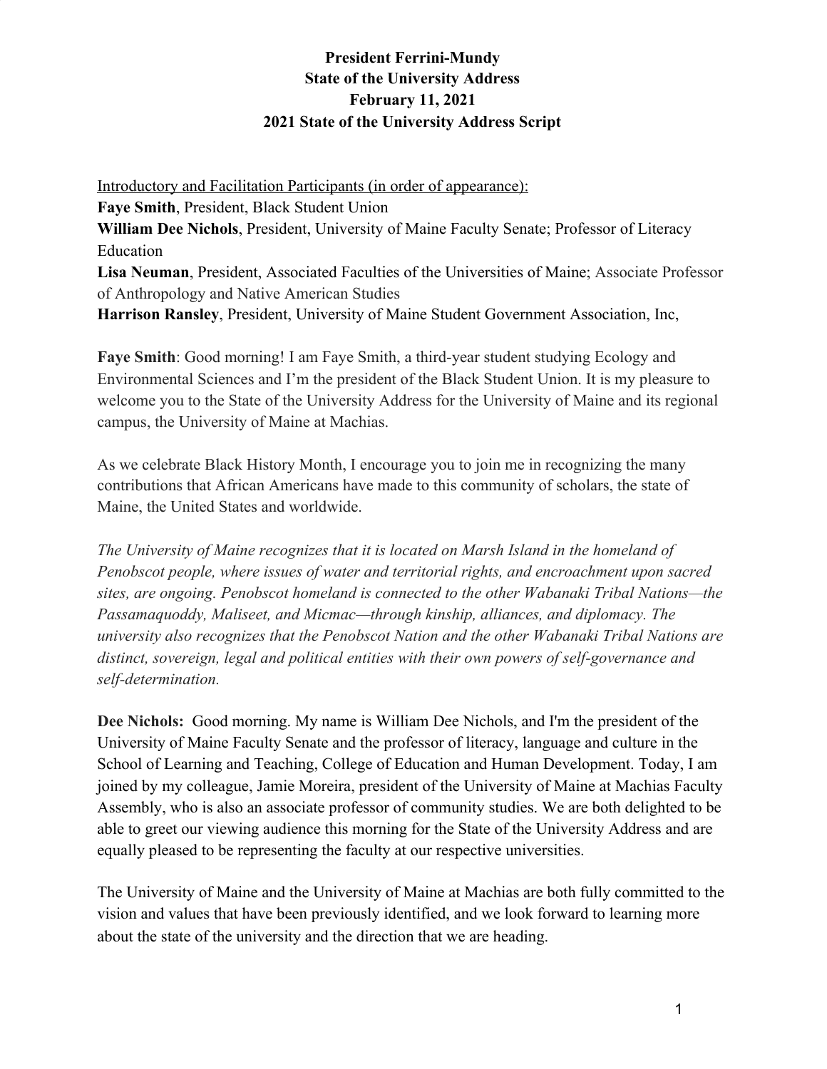**President Ferrini-Mundy**
**State of the University Address**
**February 11, 2021**
**2021 State of the University Address Script**

Introductory and Facilitation Participants (in order of appearance):
**Faye Smith**, President, Black Student Union
**William Dee Nichols**, President, University of Maine Faculty Senate; Professor of Literacy Education
**Lisa Neuman**, President, Associated Faculties of the Universities of Maine; Associate Professor of Anthropology and Native American Studies
**Harrison Ransley**, President, University of Maine Student Government Association, Inc,

**Faye Smith**: Good morning! I am Faye Smith, a third-year student studying Ecology and Environmental Sciences and I'm the president of the Black Student Union. It is my pleasure to welcome you to the State of the University Address for the University of Maine and its regional campus, the University of Maine at Machias.

As we celebrate Black History Month, I encourage you to join me in recognizing the many contributions that African Americans have made to this community of scholars, the state of Maine, the United States and worldwide.

*The University of Maine recognizes that it is located on Marsh Island in the homeland of Penobscot people, where issues of water and territorial rights, and encroachment upon sacred sites, are ongoing. Penobscot homeland is connected to the other Wabanaki Tribal Nations—the Passamaquoddy, Maliseet, and Micmac—through kinship, alliances, and diplomacy. The university also recognizes that the Penobscot Nation and the other Wabanaki Tribal Nations are distinct, sovereign, legal and political entities with their own powers of self-governance and self-determination.*

**Dee Nichols:** Good morning. My name is William Dee Nichols, and I'm the president of the University of Maine Faculty Senate and the professor of literacy, language and culture in the School of Learning and Teaching, College of Education and Human Development. Today, I am joined by my colleague, Jamie Moreira, president of the University of Maine at Machias Faculty Assembly, who is also an associate professor of community studies. We are both delighted to be able to greet our viewing audience this morning for the State of the University Address and are equally pleased to be representing the faculty at our respective universities.

The University of Maine and the University of Maine at Machias are both fully committed to the vision and values that have been previously identified, and we look forward to learning more about the state of the university and the direction that we are heading.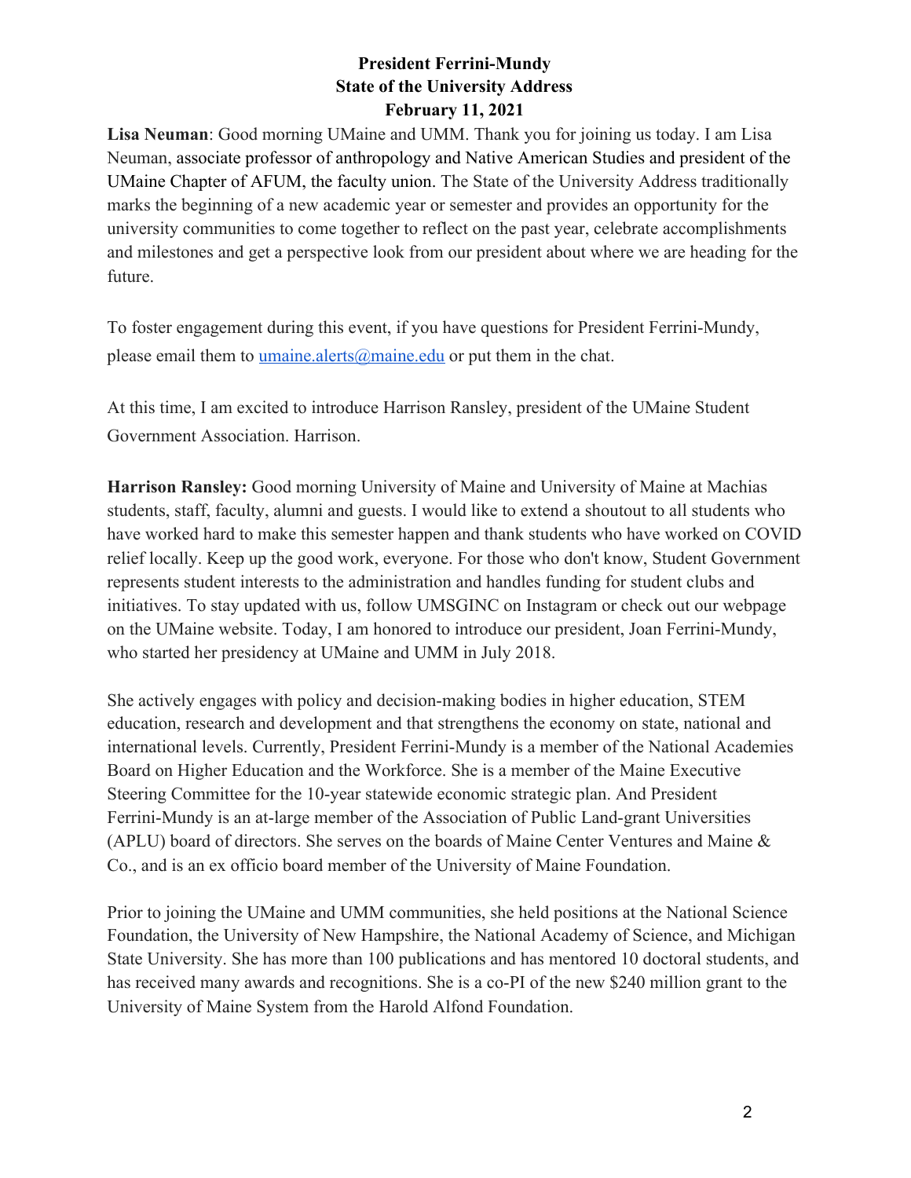**President Ferrini-Mundy**
**State of the University Address**
**February 11, 2021**

**Lisa Neuman**: Good morning UMaine and UMM. Thank you for joining us today. I am Lisa Neuman, associate professor of anthropology and Native American Studies and president of the UMaine Chapter of AFUM, the faculty union. The State of the University Address traditionally marks the beginning of a new academic year or semester and provides an opportunity for the university communities to come together to reflect on the past year, celebrate accomplishments and milestones and get a perspective look from our president about where we are heading for the future.

To foster engagement during this event, if you have questions for President Ferrini-Mundy, please email them to umaine.alerts@maine.edu or put them in the chat.

At this time, I am excited to introduce Harrison Ransley, president of the UMaine Student Government Association. Harrison.

**Harrison Ransley:** Good morning University of Maine and University of Maine at Machias students, staff, faculty, alumni and guests. I would like to extend a shoutout to all students who have worked hard to make this semester happen and thank students who have worked on COVID relief locally. Keep up the good work, everyone. For those who don't know, Student Government represents student interests to the administration and handles funding for student clubs and initiatives. To stay updated with us, follow UMSGINC on Instagram or check out our webpage on the UMaine website. Today, I am honored to introduce our president, Joan Ferrini-Mundy, who started her presidency at UMaine and UMM in July 2018.

She actively engages with policy and decision-making bodies in higher education, STEM education, research and development and that strengthens the economy on state, national and international levels. Currently, President Ferrini-Mundy is a member of the National Academies Board on Higher Education and the Workforce. She is a member of the Maine Executive Steering Committee for the 10-year statewide economic strategic plan. And President Ferrini-Mundy is an at-large member of the Association of Public Land-grant Universities (APLU) board of directors. She serves on the boards of Maine Center Ventures and Maine & Co., and is an ex officio board member of the University of Maine Foundation.

Prior to joining the UMaine and UMM communities, she held positions at the National Science Foundation, the University of New Hampshire, the National Academy of Science, and Michigan State University. She has more than 100 publications and has mentored 10 doctoral students, and has received many awards and recognitions. She is a co-PI of the new $240 million grant to the University of Maine System from the Harold Alfond Foundation.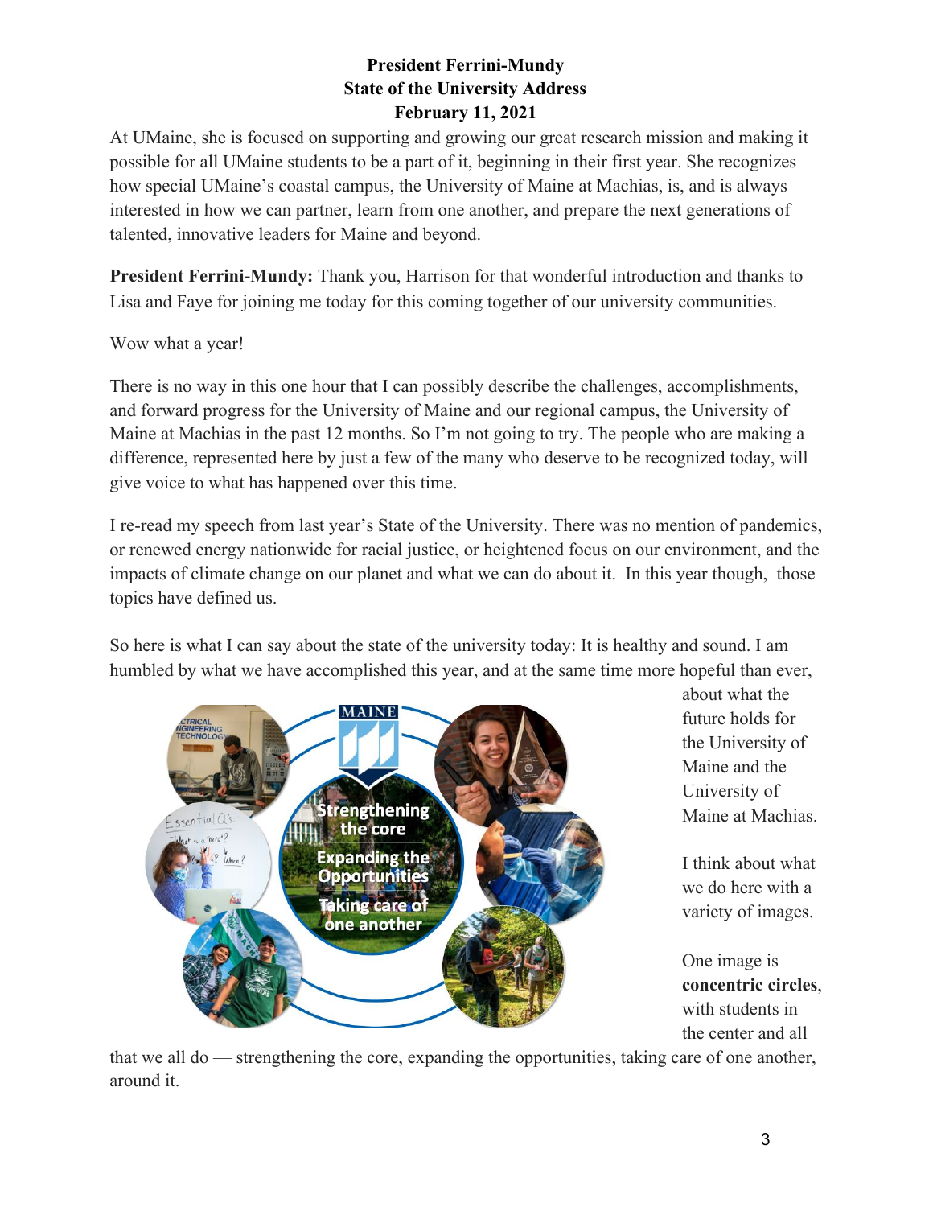**President Ferrini-Mundy**
**State of the University Address**
**February 11, 2021**

At UMaine, she is focused on supporting and growing our great research mission and making it possible for all UMaine students to be a part of it, beginning in their first year. She recognizes how special UMaine's coastal campus, the University of Maine at Machias, is, and is always interested in how we can partner, learn from one another, and prepare the next generations of talented, innovative leaders for Maine and beyond.

**President Ferrini-Mundy:** Thank you, Harrison for that wonderful introduction and thanks to Lisa and Faye for joining me today for this coming together of our university communities.

Wow what a year!

There is no way in this one hour that I can possibly describe the challenges, accomplishments, and forward progress for the University of Maine and our regional campus, the University of Maine at Machias in the past 12 months. So I'm not going to try. The people who are making a difference, represented here by just a few of the many who deserve to be recognized today, will give voice to what has happened over this time.

I re-read my speech from last year's State of the University. There was no mention of pandemics, or renewed energy nationwide for racial justice, or heightened focus on our environment, and the impacts of climate change on our planet and what we can do about it. In this year though, those topics have defined us.

So here is what I can say about the state of the university today: It is healthy and sound. I am humbled by what we have accomplished this year, and at the same time more hopeful than ever, about what the future holds for the University of Maine and the University of Maine at Machias.

I think about what we do here with a variety of images.

One image is **concentric circles**, with students in the center and all that we all do — strengthening the core, expanding the opportunities, taking care of one another, around it.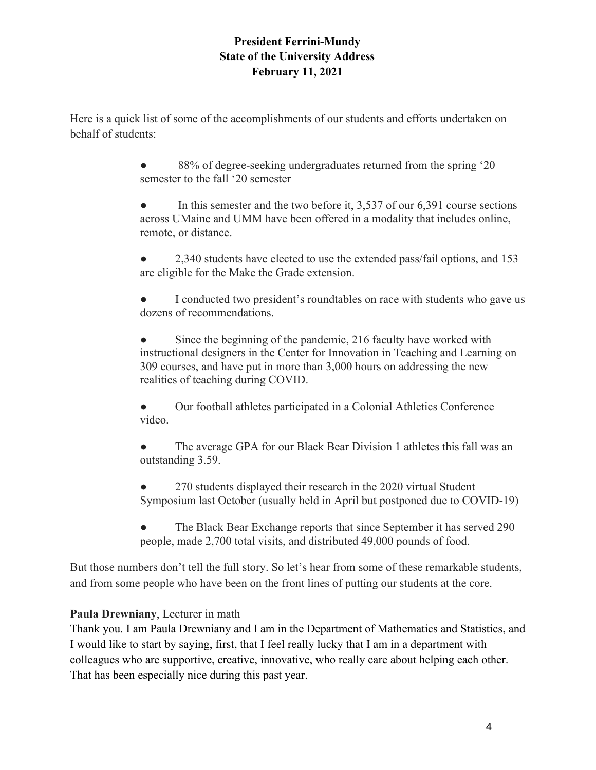Here is a quick list of some of the accomplishments of our students and efforts undertaken on behalf of students:

- 88% of degree-seeking undergraduates returned from the spring '20 semester to the fall '20 semester
- In this semester and the two before it, 3,537 of our 6,391 course sections across UMaine and UMM have been offered in a modality that includes online, remote, or distance.
- 2,340 students have elected to use the extended pass/fail options, and 153 are eligible for the Make the Grade extension.
- I conducted two president's roundtables on race with students who gave us dozens of recommendations.
- Since the beginning of the pandemic, 216 faculty have worked with instructional designers in the Center for Innovation in Teaching and Learning on 309 courses, and have put in more than 3,000 hours on addressing the new realities of teaching during COVID.
- Our football athletes participated in a Colonial Athletics Conference video.
- The average GPA for our Black Bear Division 1 athletes this fall was an outstanding 3.59.
- 270 students displayed their research in the 2020 virtual Student Symposium last October (usually held in April but postponed due to COVID-19)
- The Black Bear Exchange reports that since September it has served 290 people, made 2,700 total visits, and distributed 49,000 pounds of food.

But those numbers don't tell the full story. So let's hear from some of these remarkable students, and from some people who have been on the front lines of putting our students at the core.

**Paula Drewniany**, Lecturer in math

Thank you. I am Paula Drewniany and I am in the Department of Mathematics and Statistics, and I would like to start by saying, first, that I feel really lucky that I am in a department with colleagues who are supportive, creative, innovative, who really care about helping each other. That has been especially nice during this past year.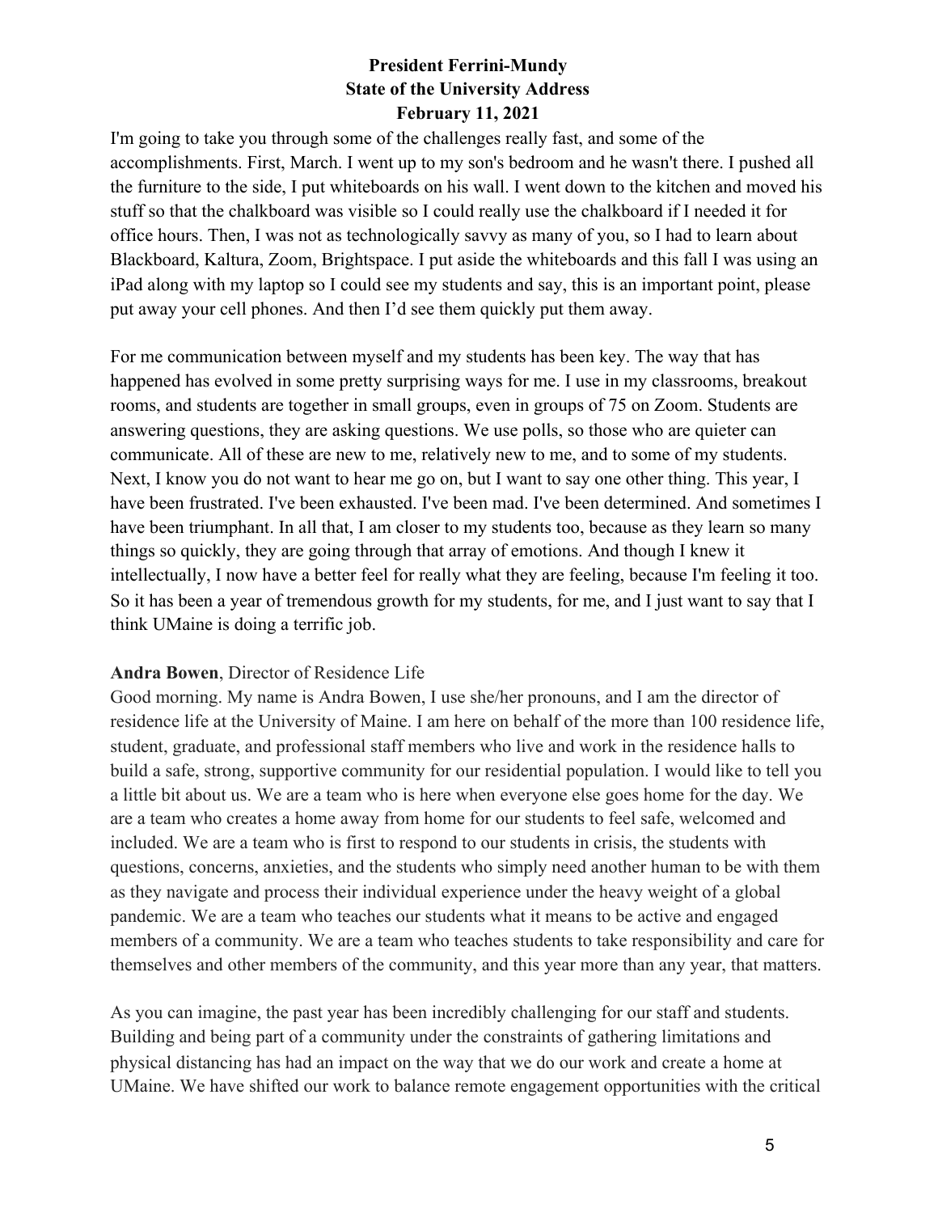I'm going to take you through some of the challenges really fast, and some of the accomplishments. First, March. I went up to my son's bedroom and he wasn't there. I pushed all the furniture to the side, I put whiteboards on his wall. I went down to the kitchen and moved his stuff so that the chalkboard was visible so I could really use the chalkboard if I needed it for office hours. Then, I was not as technologically savvy as many of you, so I had to learn about Blackboard, Kaltura, Zoom, Brightspace. I put aside the whiteboards and this fall I was using an iPad along with my laptop so I could see my students and say, this is an important point, please put away your cell phones. And then I'd see them quickly put them away.

For me communication between myself and my students has been key. The way that has happened has evolved in some pretty surprising ways for me. I use in my classrooms, breakout rooms, and students are together in small groups, even in groups of 75 on Zoom. Students are answering questions, they are asking questions. We use polls, so those who are quieter can communicate. All of these are new to me, relatively new to me, and to some of my students. Next, I know you do not want to hear me go on, but I want to say one other thing. This year, I have been frustrated. I've been exhausted. I've been mad. I've been determined. And sometimes I have been triumphant. In all that, I am closer to my students too, because as they learn so many things so quickly, they are going through that array of emotions. And though I knew it intellectually, I now have a better feel for really what they are feeling, because I'm feeling it too. So it has been a year of tremendous growth for my students, for me, and I just want to say that I think UMaine is doing a terrific job.

**Andra Bowen**, Director of Residence Life

Good morning. My name is Andra Bowen, I use she/her pronouns, and I am the director of residence life at the University of Maine. I am here on behalf of the more than 100 residence life, student, graduate, and professional staff members who live and work in the residence halls to build a safe, strong, supportive community for our residential population. I would like to tell you a little bit about us. We are a team who is here when everyone else goes home for the day. We are a team who creates a home away from home for our students to feel safe, welcomed and included. We are a team who is first to respond to our students in crisis, the students with questions, concerns, anxieties, and the students who simply need another human to be with them as they navigate and process their individual experience under the heavy weight of a global pandemic. We are a team who teaches our students what it means to be active and engaged members of a community. We are a team who teaches students to take responsibility and care for themselves and other members of the community, and this year more than any year, that matters.

As you can imagine, the past year has been incredibly challenging for our staff and students. Building and being part of a community under the constraints of gathering limitations and physical distancing has had an impact on the way that we do our work and create a home at UMaine. We have shifted our work to balance remote engagement opportunities with the critical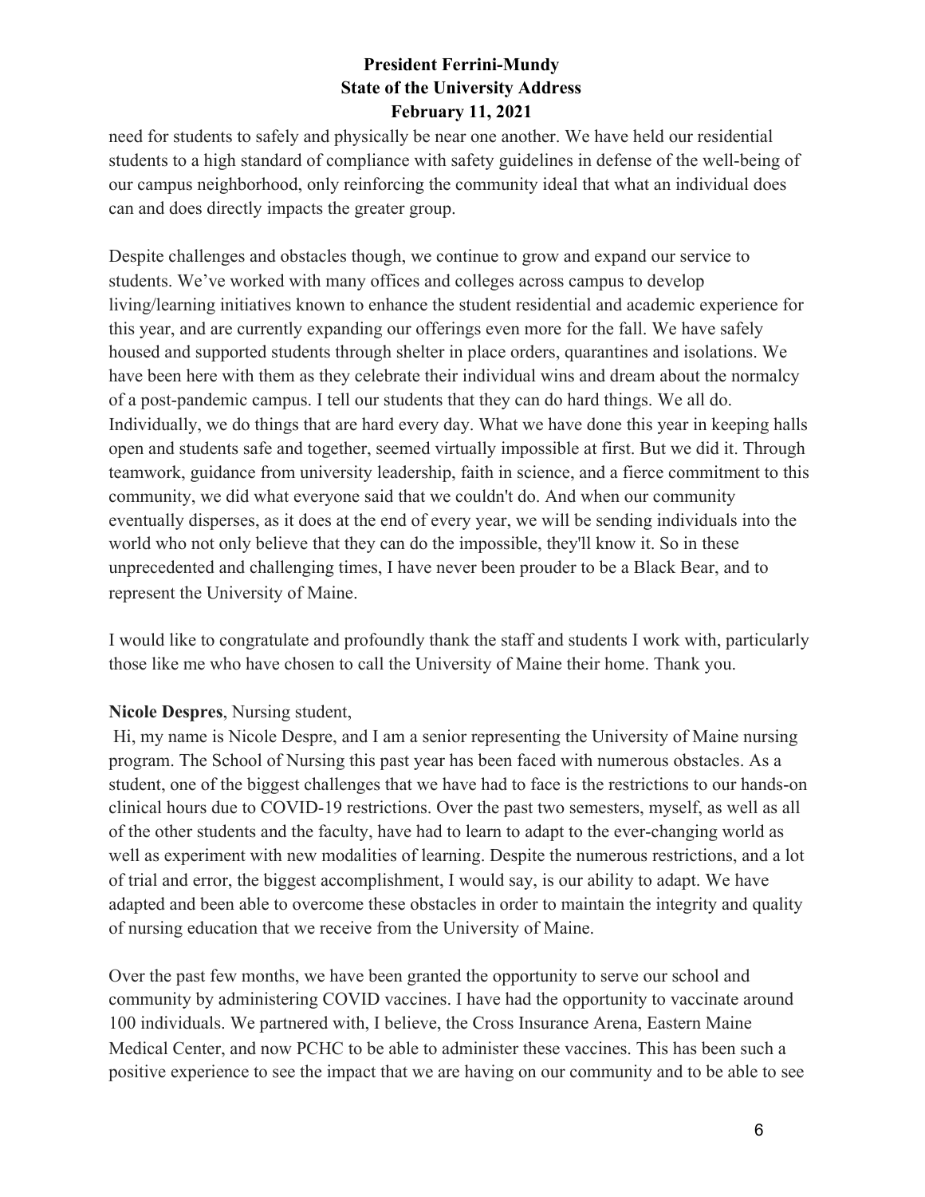need for students to safely and physically be near one another. We have held our residential students to a high standard of compliance with safety guidelines in defense of the well-being of our campus neighborhood, only reinforcing the community ideal that what an individual does can and does directly impacts the greater group.

Despite challenges and obstacles though, we continue to grow and expand our service to students. We've worked with many offices and colleges across campus to develop living/learning initiatives known to enhance the student residential and academic experience for this year, and are currently expanding our offerings even more for the fall. We have safely housed and supported students through shelter in place orders, quarantines and isolations. We have been here with them as they celebrate their individual wins and dream about the normalcy of a post-pandemic campus. I tell our students that they can do hard things. We all do. Individually, we do things that are hard every day. What we have done this year in keeping halls open and students safe and together, seemed virtually impossible at first. But we did it. Through teamwork, guidance from university leadership, faith in science, and a fierce commitment to this community, we did what everyone said that we couldn't do. And when our community eventually disperses, as it does at the end of every year, we will be sending individuals into the world who not only believe that they can do the impossible, they'll know it. So in these unprecedented and challenging times, I have never been prouder to be a Black Bear, and to represent the University of Maine.

I would like to congratulate and profoundly thank the staff and students I work with, particularly those like me who have chosen to call the University of Maine their home. Thank you.

**Nicole Despres**, Nursing student,

Hi, my name is Nicole Despre, and I am a senior representing the University of Maine nursing program. The School of Nursing this past year has been faced with numerous obstacles. As a student, one of the biggest challenges that we have had to face is the restrictions to our hands-on clinical hours due to COVID-19 restrictions. Over the past two semesters, myself, as well as all of the other students and the faculty, have had to learn to adapt to the ever-changing world as well as experiment with new modalities of learning. Despite the numerous restrictions, and a lot of trial and error, the biggest accomplishment, I would say, is our ability to adapt. We have adapted and been able to overcome these obstacles in order to maintain the integrity and quality of nursing education that we receive from the University of Maine.

Over the past few months, we have been granted the opportunity to serve our school and community by administering COVID vaccines. I have had the opportunity to vaccinate around 100 individuals. We partnered with, I believe, the Cross Insurance Arena, Eastern Maine Medical Center, and now PCHC to be able to administer these vaccines. This has been such a positive experience to see the impact that we are having on our community and to be able to see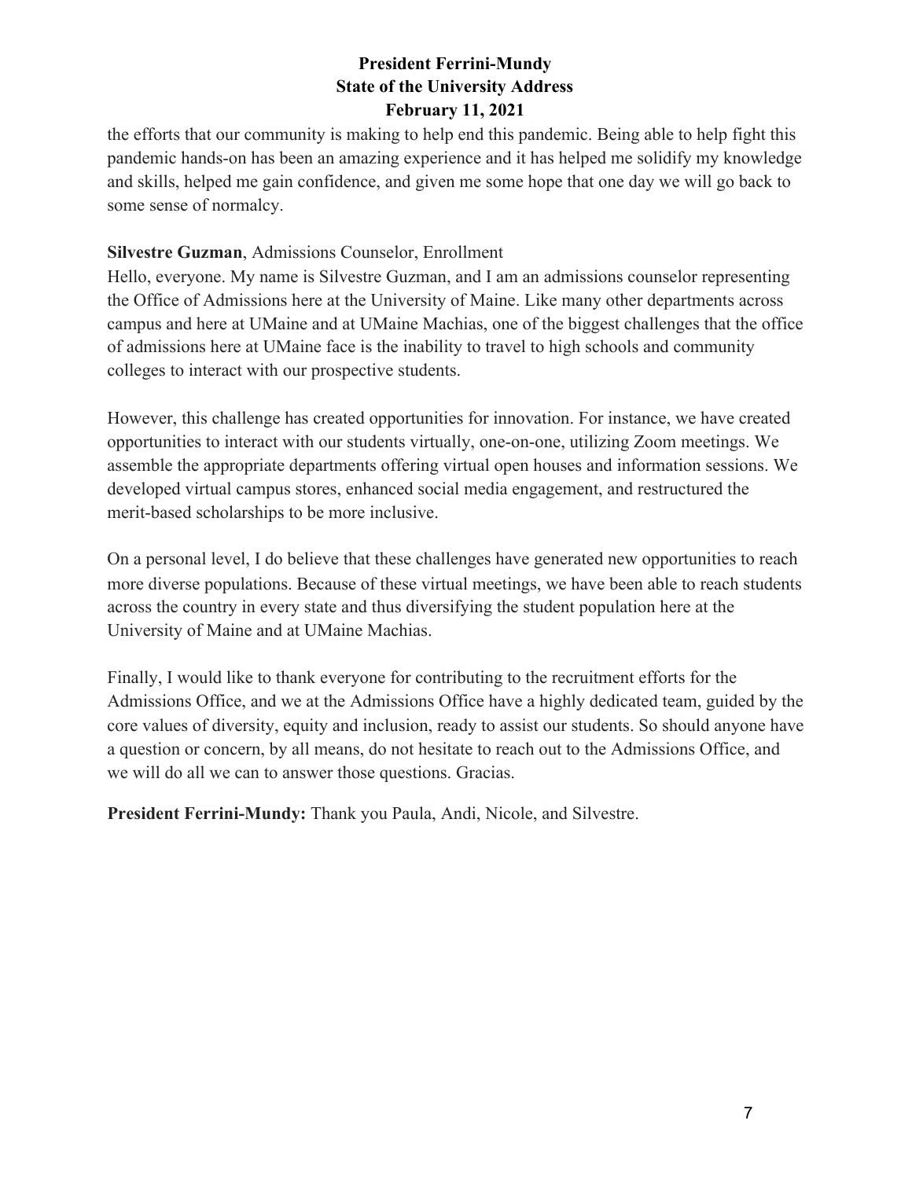the efforts that our community is making to help end this pandemic. Being able to help fight this pandemic hands-on has been an amazing experience and it has helped me solidify my knowledge and skills, helped me gain confidence, and given me some hope that one day we will go back to some sense of normalcy.

**Silvestre Guzman**, Admissions Counselor, Enrollment

Hello, everyone. My name is Silvestre Guzman, and I am an admissions counselor representing the Office of Admissions here at the University of Maine. Like many other departments across campus and here at UMaine and at UMaine Machias, one of the biggest challenges that the office of admissions here at UMaine face is the inability to travel to high schools and community colleges to interact with our prospective students.

However, this challenge has created opportunities for innovation. For instance, we have created opportunities to interact with our students virtually, one-on-one, utilizing Zoom meetings. We assemble the appropriate departments offering virtual open houses and information sessions. We developed virtual campus stores, enhanced social media engagement, and restructured the merit-based scholarships to be more inclusive.

On a personal level, I do believe that these challenges have generated new opportunities to reach more diverse populations. Because of these virtual meetings, we have been able to reach students across the country in every state and thus diversifying the student population here at the University of Maine and at UMaine Machias.

Finally, I would like to thank everyone for contributing to the recruitment efforts for the Admissions Office, and we at the Admissions Office have a highly dedicated team, guided by the core values of diversity, equity and inclusion, ready to assist our students. So should anyone have a question or concern, by all means, do not hesitate to reach out to the Admissions Office, and we will do all we can to answer those questions. Gracias.

**President Ferrini-Mundy:** Thank you Paula, Andi, Nicole, and Silvestre.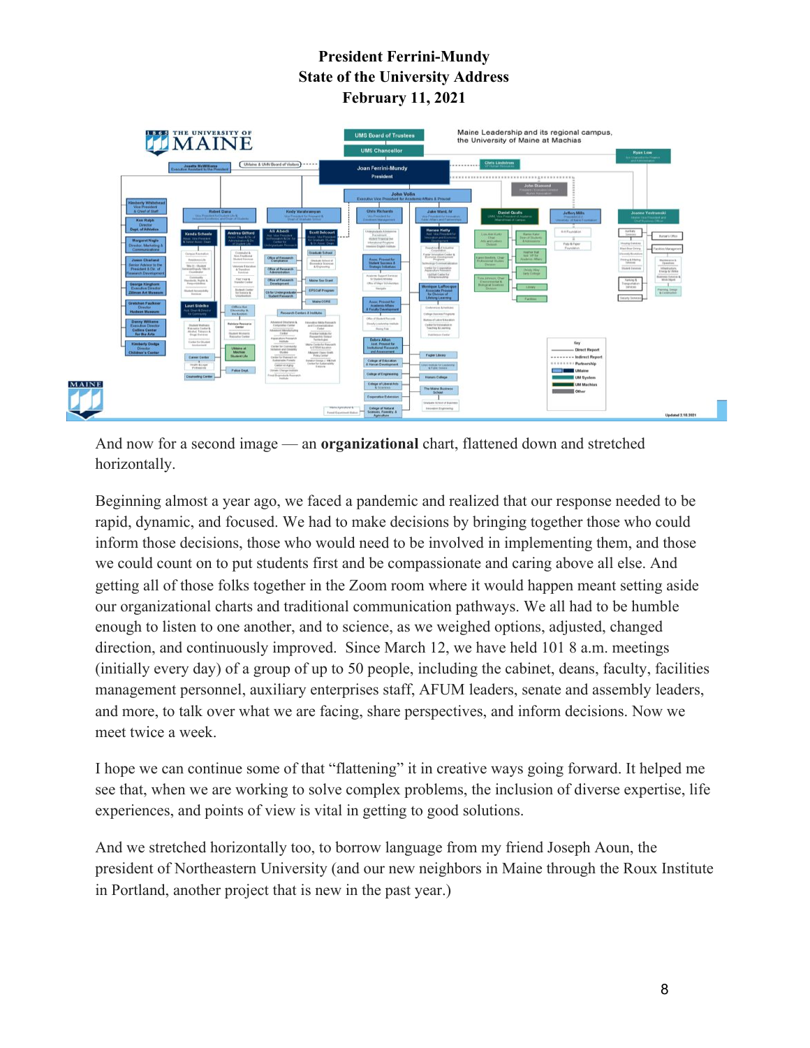# President Ferrini-Mundy
# State of the University Address
# February 11, 2021

And now for a second image — an **organizational** chart, flattened down and stretched horizontally.

Beginning almost a year ago, we faced a pandemic and realized that our response needed to be rapid, dynamic, and focused. We had to make decisions by bringing together those who could inform those decisions, those who would need to be involved in implementing them, and those we could count on to put students first and be compassionate and caring above all else. And getting all of those folks together in the Zoom room where it would happen meant setting aside our organizational charts and traditional communication pathways. We all had to be humble enough to listen to one another, and to science, as we weighed options, adjusted, changed direction, and continuously improved. Since March 12, we have held 101 8 a.m. meetings (initially every day) of a group of up to 50 people, including the cabinet, deans, faculty, facilities management personnel, auxiliary enterprises staff, AFUM leaders, senate and assembly leaders, and more, to talk over what we are facing, share perspectives, and inform decisions. Now we meet twice a week.

I hope we can continue some of that "flattening" it in creative ways going forward. It helped me see that, when we are working to solve complex problems, the inclusion of diverse expertise, life experiences, and points of view is vital in getting to good solutions.

And we stretched horizontally too, to borrow language from my friend Joseph Aoun, the president of Northeastern University (and our new neighbors in Maine through the Roux Institute in Portland, another project that is new in the past year.)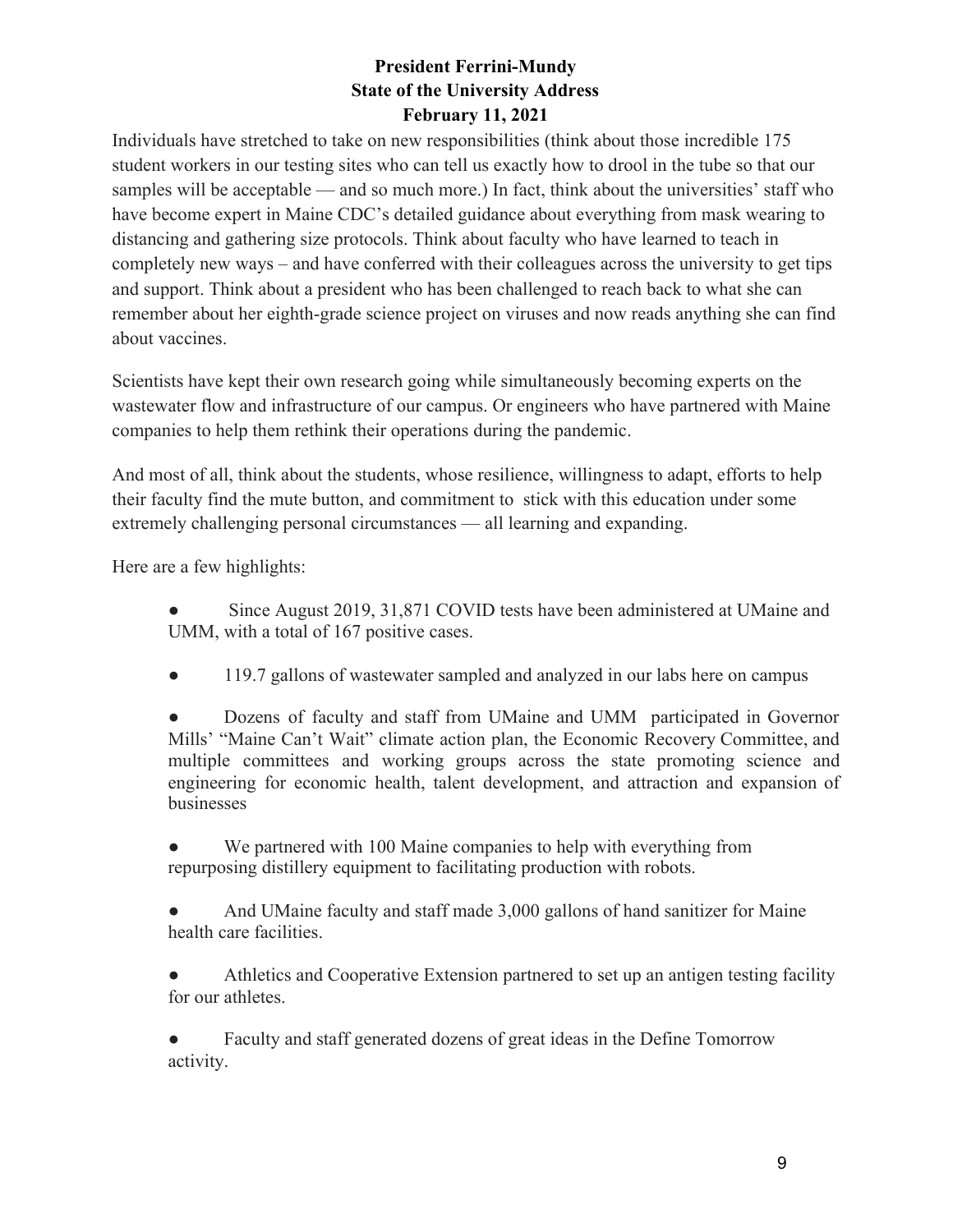Individuals have stretched to take on new responsibilities (think about those incredible 175 student workers in our testing sites who can tell us exactly how to drool in the tube so that our samples will be acceptable — and so much more.) In fact, think about the universities' staff who have become expert in Maine CDC's detailed guidance about everything from mask wearing to distancing and gathering size protocols. Think about faculty who have learned to teach in completely new ways – and have conferred with their colleagues across the university to get tips and support. Think about a president who has been challenged to reach back to what she can remember about her eighth-grade science project on viruses and now reads anything she can find about vaccines.

Scientists have kept their own research going while simultaneously becoming experts on the wastewater flow and infrastructure of our campus. Or engineers who have partnered with Maine companies to help them rethink their operations during the pandemic.

And most of all, think about the students, whose resilience, willingness to adapt, efforts to help their faculty find the mute button, and commitment to stick with this education under some extremely challenging personal circumstances — all learning and expanding.

Here are a few highlights:

- Since August 2019, 31,871 COVID tests have been administered at UMaine and UMM, with a total of 167 positive cases.
- 119.7 gallons of wastewater sampled and analyzed in our labs here on campus
- Dozens of faculty and staff from UMaine and UMM participated in Governor Mills' "Maine Can't Wait" climate action plan, the Economic Recovery Committee, and multiple committees and working groups across the state promoting science and engineering for economic health, talent development, and attraction and expansion of businesses
- We partnered with 100 Maine companies to help with everything from repurposing distillery equipment to facilitating production with robots.
- And UMaine faculty and staff made 3,000 gallons of hand sanitizer for Maine health care facilities.
- Athletics and Cooperative Extension partnered to set up an antigen testing facility for our athletes.
- Faculty and staff generated dozens of great ideas in the Define Tomorrow activity.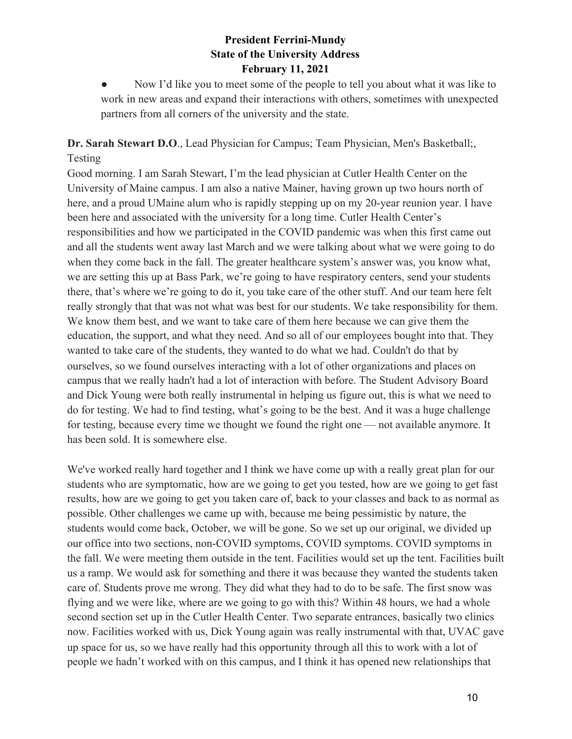- Now I'd like you to meet some of the people to tell you about what it was like to work in new areas and expand their interactions with others, sometimes with unexpected partners from all corners of the university and the state.

**Dr. Sarah Stewart D.O**., Lead Physician for Campus; Team Physician, Men's Basketball;, Testing

Good morning. I am Sarah Stewart, I'm the lead physician at Cutler Health Center on the University of Maine campus. I am also a native Mainer, having grown up two hours north of here, and a proud UMaine alum who is rapidly stepping up on my 20-year reunion year. I have been here and associated with the university for a long time. Cutler Health Center's responsibilities and how we participated in the COVID pandemic was when this first came out and all the students went away last March and we were talking about what we were going to do when they come back in the fall. The greater healthcare system's answer was, you know what, we are setting this up at Bass Park, we're going to have respiratory centers, send your students there, that's where we're going to do it, you take care of the other stuff. And our team here felt really strongly that that was not what was best for our students. We take responsibility for them. We know them best, and we want to take care of them here because we can give them the education, the support, and what they need. And so all of our employees bought into that. They wanted to take care of the students, they wanted to do what we had. Couldn't do that by ourselves, so we found ourselves interacting with a lot of other organizations and places on campus that we really hadn't had a lot of interaction with before. The Student Advisory Board and Dick Young were both really instrumental in helping us figure out, this is what we need to do for testing. We had to find testing, what's going to be the best. And it was a huge challenge for testing, because every time we thought we found the right one — not available anymore. It has been sold. It is somewhere else.

We've worked really hard together and I think we have come up with a really great plan for our students who are symptomatic, how are we going to get you tested, how are we going to get fast results, how are we going to get you taken care of, back to your classes and back to as normal as possible. Other challenges we came up with, because me being pessimistic by nature, the students would come back, October, we will be gone. So we set up our original, we divided up our office into two sections, non-COVID symptoms, COVID symptoms. COVID symptoms in the fall. We were meeting them outside in the tent. Facilities would set up the tent. Facilities built us a ramp. We would ask for something and there it was because they wanted the students taken care of. Students prove me wrong. They did what they had to do to be safe. The first snow was flying and we were like, where are we going to go with this? Within 48 hours, we had a whole second section set up in the Cutler Health Center. Two separate entrances, basically two clinics now. Facilities worked with us, Dick Young again was really instrumental with that, UVAC gave up space for us, so we have really had this opportunity through all this to work with a lot of people we hadn't worked with on this campus, and I think it has opened new relationships that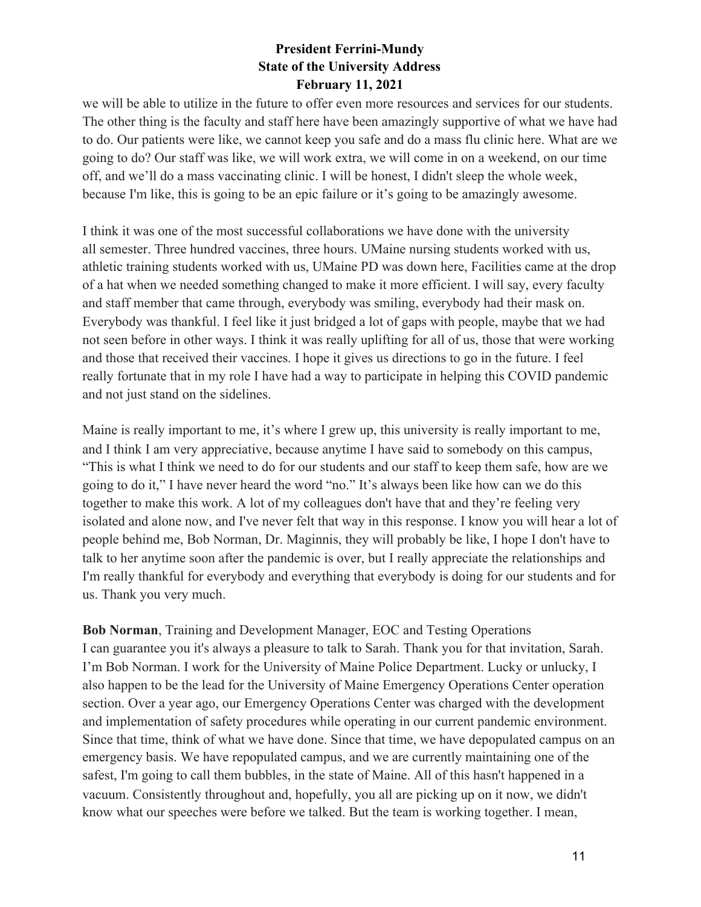we will be able to utilize in the future to offer even more resources and services for our students. The other thing is the faculty and staff here have been amazingly supportive of what we have had to do. Our patients were like, we cannot keep you safe and do a mass flu clinic here. What are we going to do? Our staff was like, we will work extra, we will come in on a weekend, on our time off, and we'll do a mass vaccinating clinic. I will be honest, I didn't sleep the whole week, because I'm like, this is going to be an epic failure or it's going to be amazingly awesome.

I think it was one of the most successful collaborations we have done with the university all semester. Three hundred vaccines, three hours. UMaine nursing students worked with us, athletic training students worked with us, UMaine PD was down here, Facilities came at the drop of a hat when we needed something changed to make it more efficient. I will say, every faculty and staff member that came through, everybody was smiling, everybody had their mask on. Everybody was thankful. I feel like it just bridged a lot of gaps with people, maybe that we had not seen before in other ways. I think it was really uplifting for all of us, those that were working and those that received their vaccines. I hope it gives us directions to go in the future. I feel really fortunate that in my role I have had a way to participate in helping this COVID pandemic and not just stand on the sidelines.

Maine is really important to me, it's where I grew up, this university is really important to me, and I think I am very appreciative, because anytime I have said to somebody on this campus, "This is what I think we need to do for our students and our staff to keep them safe, how are we going to do it," I have never heard the word "no." It's always been like how can we do this together to make this work. A lot of my colleagues don't have that and they're feeling very isolated and alone now, and I've never felt that way in this response. I know you will hear a lot of people behind me, Bob Norman, Dr. Maginnis, they will probably be like, I hope I don't have to talk to her anytime soon after the pandemic is over, but I really appreciate the relationships and I'm really thankful for everybody and everything that everybody is doing for our students and for us. Thank you very much.

**Bob Norman**, Training and Development Manager, EOC and Testing Operations
I can guarantee you it's always a pleasure to talk to Sarah. Thank you for that invitation, Sarah. I'm Bob Norman. I work for the University of Maine Police Department. Lucky or unlucky, I also happen to be the lead for the University of Maine Emergency Operations Center operation section. Over a year ago, our Emergency Operations Center was charged with the development and implementation of safety procedures while operating in our current pandemic environment. Since that time, think of what we have done. Since that time, we have depopulated campus on an emergency basis. We have repopulated campus, and we are currently maintaining one of the safest, I'm going to call them bubbles, in the state of Maine. All of this hasn't happened in a vacuum. Consistently throughout and, hopefully, you all are picking up on it now, we didn't know what our speeches were before we talked. But the team is working together. I mean,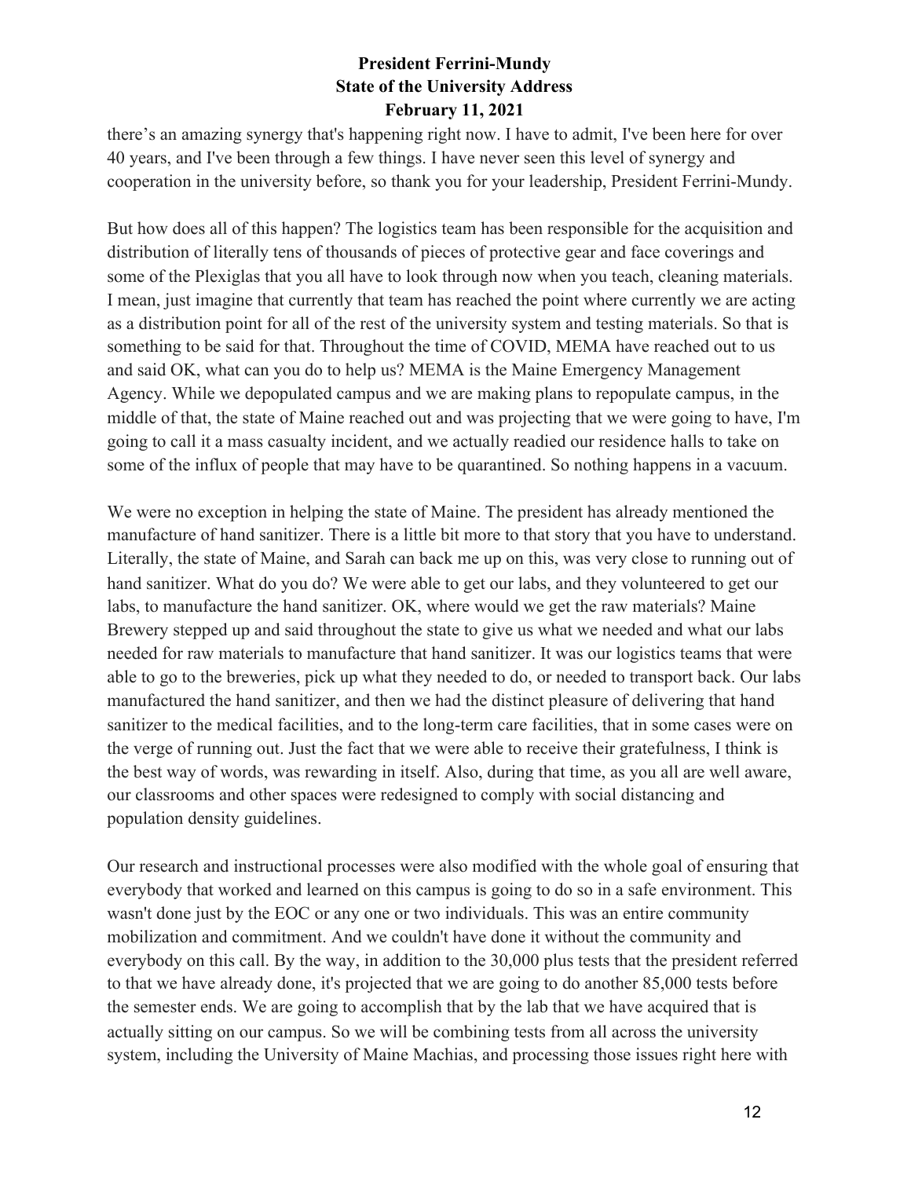there's an amazing synergy that's happening right now. I have to admit, I've been here for over 40 years, and I've been through a few things. I have never seen this level of synergy and cooperation in the university before, so thank you for your leadership, President Ferrini-Mundy.

But how does all of this happen? The logistics team has been responsible for the acquisition and distribution of literally tens of thousands of pieces of protective gear and face coverings and some of the Plexiglas that you all have to look through now when you teach, cleaning materials. I mean, just imagine that currently that team has reached the point where currently we are acting as a distribution point for all of the rest of the university system and testing materials. So that is something to be said for that. Throughout the time of COVID, MEMA have reached out to us and said OK, what can you do to help us? MEMA is the Maine Emergency Management Agency. While we depopulated campus and we are making plans to repopulate campus, in the middle of that, the state of Maine reached out and was projecting that we were going to have, I'm going to call it a mass casualty incident, and we actually readied our residence halls to take on some of the influx of people that may have to be quarantined. So nothing happens in a vacuum.

We were no exception in helping the state of Maine. The president has already mentioned the manufacture of hand sanitizer. There is a little bit more to that story that you have to understand. Literally, the state of Maine, and Sarah can back me up on this, was very close to running out of hand sanitizer. What do you do? We were able to get our labs, and they volunteered to get our labs, to manufacture the hand sanitizer. OK, where would we get the raw materials? Maine Brewery stepped up and said throughout the state to give us what we needed and what our labs needed for raw materials to manufacture that hand sanitizer. It was our logistics teams that were able to go to the breweries, pick up what they needed to do, or needed to transport back. Our labs manufactured the hand sanitizer, and then we had the distinct pleasure of delivering that hand sanitizer to the medical facilities, and to the long-term care facilities, that in some cases were on the verge of running out. Just the fact that we were able to receive their gratefulness, I think is the best way of words, was rewarding in itself. Also, during that time, as you all are well aware, our classrooms and other spaces were redesigned to comply with social distancing and population density guidelines.

Our research and instructional processes were also modified with the whole goal of ensuring that everybody that worked and learned on this campus is going to do so in a safe environment. This wasn't done just by the EOC or any one or two individuals. This was an entire community mobilization and commitment. And we couldn't have done it without the community and everybody on this call. By the way, in addition to the 30,000 plus tests that the president referred to that we have already done, it's projected that we are going to do another 85,000 tests before the semester ends. We are going to accomplish that by the lab that we have acquired that is actually sitting on our campus. So we will be combining tests from all across the university system, including the University of Maine Machias, and processing those issues right here with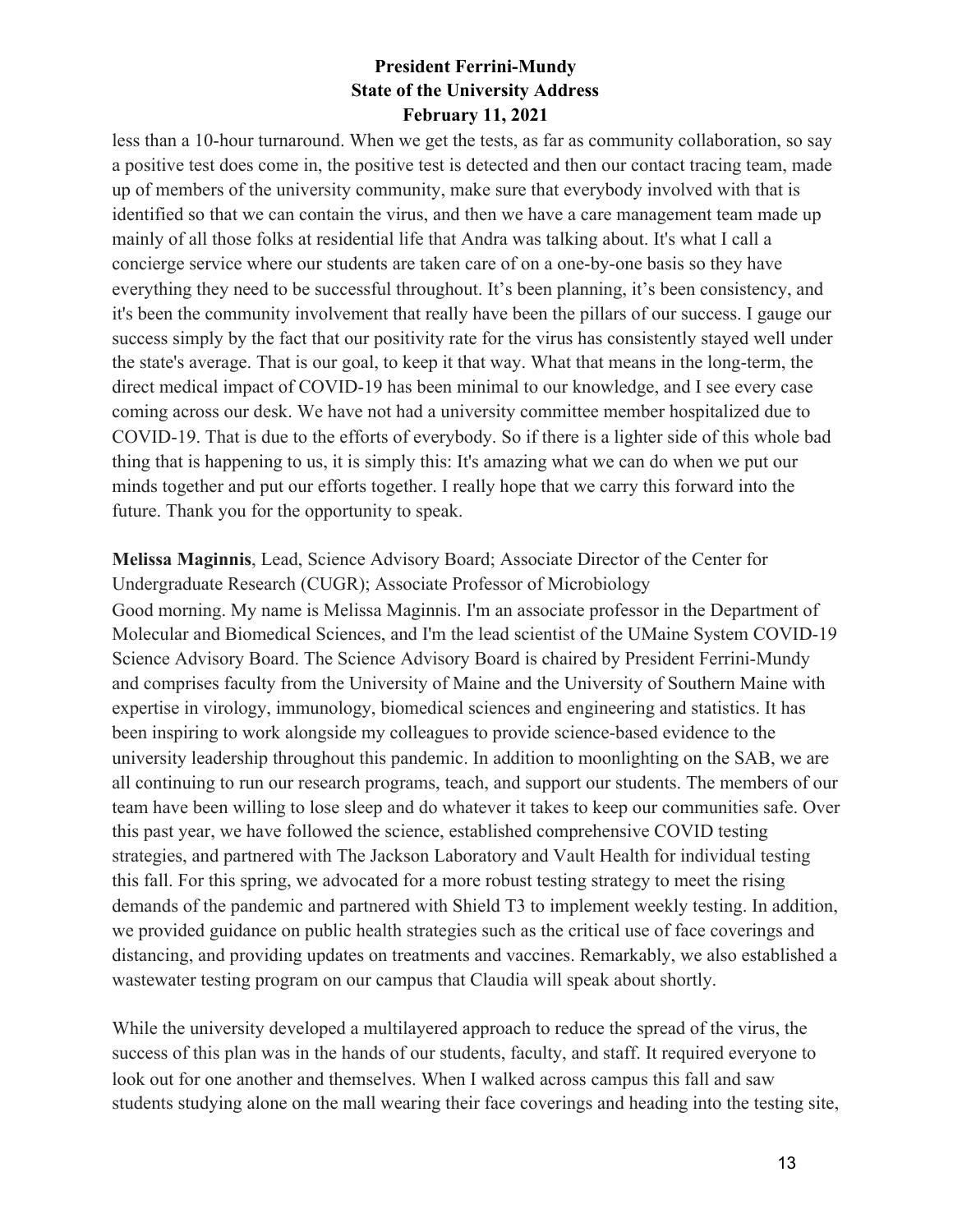less than a 10-hour turnaround. When we get the tests, as far as community collaboration, so say a positive test does come in, the positive test is detected and then our contact tracing team, made up of members of the university community, make sure that everybody involved with that is identified so that we can contain the virus, and then we have a care management team made up mainly of all those folks at residential life that Andra was talking about. It's what I call a concierge service where our students are taken care of on a one-by-one basis so they have everything they need to be successful throughout. It's been planning, it's been consistency, and it's been the community involvement that really have been the pillars of our success. I gauge our success simply by the fact that our positivity rate for the virus has consistently stayed well under the state's average. That is our goal, to keep it that way. What that means in the long-term, the direct medical impact of COVID-19 has been minimal to our knowledge, and I see every case coming across our desk. We have not had a university committee member hospitalized due to COVID-19. That is due to the efforts of everybody. So if there is a lighter side of this whole bad thing that is happening to us, it is simply this: It's amazing what we can do when we put our minds together and put our efforts together. I really hope that we carry this forward into the future. Thank you for the opportunity to speak.

**Melissa Maginnis**, Lead, Science Advisory Board; Associate Director of the Center for Undergraduate Research (CUGR); Associate Professor of Microbiology
Good morning. My name is Melissa Maginnis. I'm an associate professor in the Department of Molecular and Biomedical Sciences, and I'm the lead scientist of the UMaine System COVID-19 Science Advisory Board. The Science Advisory Board is chaired by President Ferrini-Mundy and comprises faculty from the University of Maine and the University of Southern Maine with expertise in virology, immunology, biomedical sciences and engineering and statistics. It has been inspiring to work alongside my colleagues to provide science-based evidence to the university leadership throughout this pandemic. In addition to moonlighting on the SAB, we are all continuing to run our research programs, teach, and support our students. The members of our team have been willing to lose sleep and do whatever it takes to keep our communities safe. Over this past year, we have followed the science, established comprehensive COVID testing strategies, and partnered with The Jackson Laboratory and Vault Health for individual testing this fall. For this spring, we advocated for a more robust testing strategy to meet the rising demands of the pandemic and partnered with Shield T3 to implement weekly testing. In addition, we provided guidance on public health strategies such as the critical use of face coverings and distancing, and providing updates on treatments and vaccines. Remarkably, we also established a wastewater testing program on our campus that Claudia will speak about shortly.

While the university developed a multilayered approach to reduce the spread of the virus, the success of this plan was in the hands of our students, faculty, and staff. It required everyone to look out for one another and themselves. When I walked across campus this fall and saw students studying alone on the mall wearing their face coverings and heading into the testing site,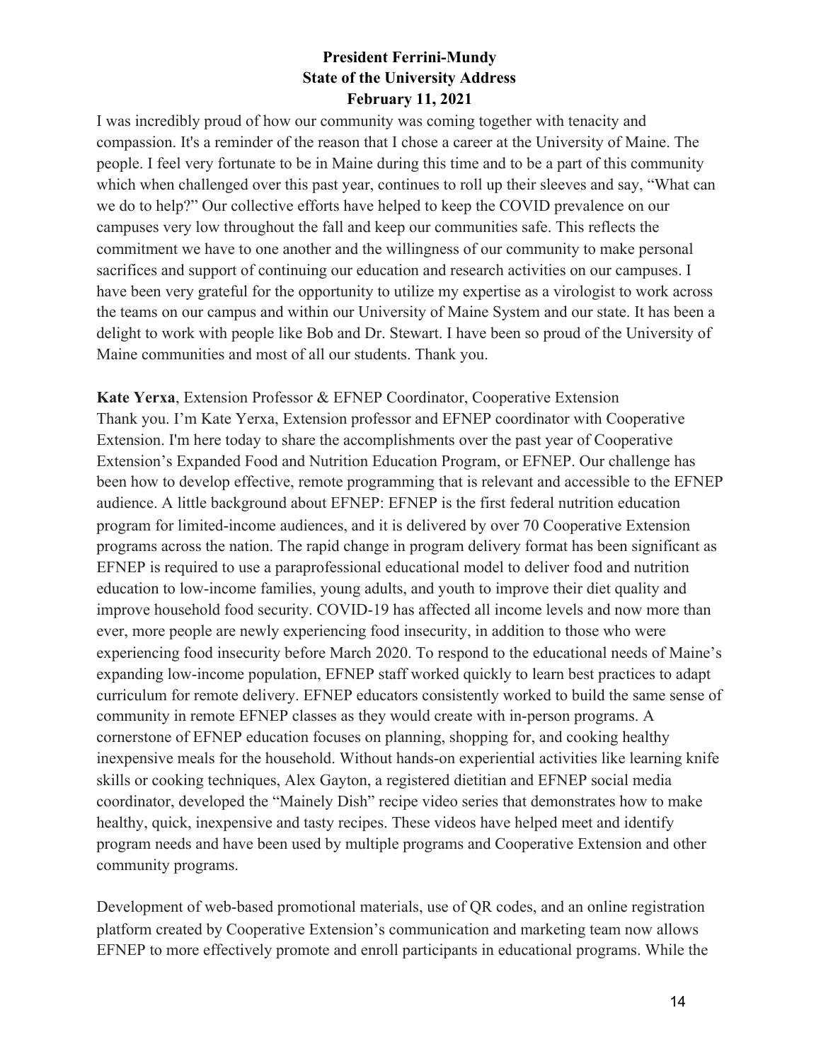I was incredibly proud of how our community was coming together with tenacity and compassion. It's a reminder of the reason that I chose a career at the University of Maine. The people. I feel very fortunate to be in Maine during this time and to be a part of this community which when challenged over this past year, continues to roll up their sleeves and say, "What can we do to help?" Our collective efforts have helped to keep the COVID prevalence on our campuses very low throughout the fall and keep our communities safe. This reflects the commitment we have to one another and the willingness of our community to make personal sacrifices and support of continuing our education and research activities on our campuses. I have been very grateful for the opportunity to utilize my expertise as a virologist to work across the teams on our campus and within our University of Maine System and our state. It has been a delight to work with people like Bob and Dr. Stewart. I have been so proud of the University of Maine communities and most of all our students. Thank you.

**Kate Yerxa**, Extension Professor & EFNEP Coordinator, Cooperative Extension
Thank you. I'm Kate Yerxa, Extension professor and EFNEP coordinator with Cooperative Extension. I'm here today to share the accomplishments over the past year of Cooperative Extension's Expanded Food and Nutrition Education Program, or EFNEP. Our challenge has been how to develop effective, remote programming that is relevant and accessible to the EFNEP audience. A little background about EFNEP: EFNEP is the first federal nutrition education program for limited-income audiences, and it is delivered by over 70 Cooperative Extension programs across the nation. The rapid change in program delivery format has been significant as EFNEP is required to use a paraprofessional educational model to deliver food and nutrition education to low-income families, young adults, and youth to improve their diet quality and improve household food security. COVID-19 has affected all income levels and now more than ever, more people are newly experiencing food insecurity, in addition to those who were experiencing food insecurity before March 2020. To respond to the educational needs of Maine's expanding low-income population, EFNEP staff worked quickly to learn best practices to adapt curriculum for remote delivery. EFNEP educators consistently worked to build the same sense of community in remote EFNEP classes as they would create with in-person programs. A cornerstone of EFNEP education focuses on planning, shopping for, and cooking healthy inexpensive meals for the household. Without hands-on experiential activities like learning knife skills or cooking techniques, Alex Gayton, a registered dietitian and EFNEP social media coordinator, developed the "Mainely Dish" recipe video series that demonstrates how to make healthy, quick, inexpensive and tasty recipes. These videos have helped meet and identify program needs and have been used by multiple programs and Cooperative Extension and other community programs.

Development of web-based promotional materials, use of QR codes, and an online registration platform created by Cooperative Extension's communication and marketing team now allows EFNEP to more effectively promote and enroll participants in educational programs. While the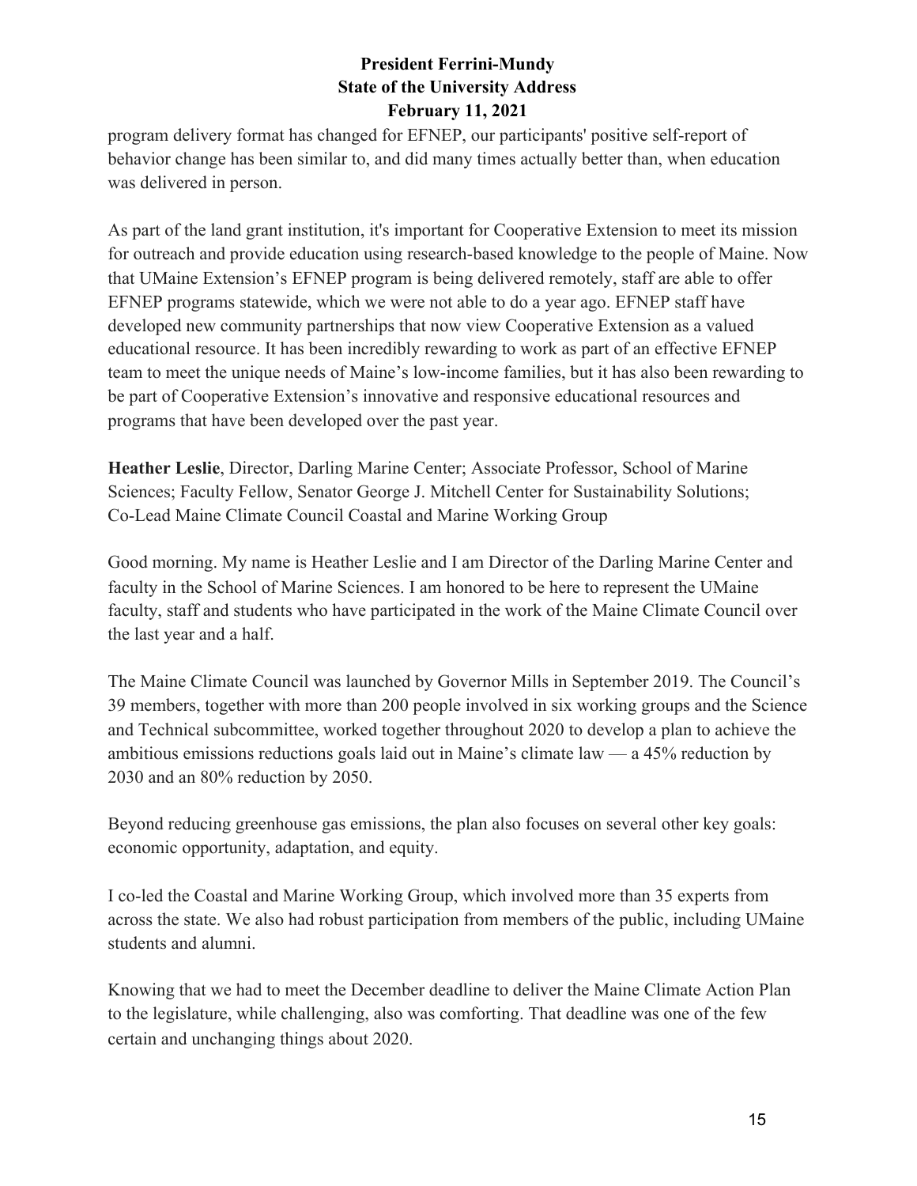program delivery format has changed for EFNEP, our participants' positive self-report of behavior change has been similar to, and did many times actually better than, when education was delivered in person.

As part of the land grant institution, it's important for Cooperative Extension to meet its mission for outreach and provide education using research-based knowledge to the people of Maine. Now that UMaine Extension's EFNEP program is being delivered remotely, staff are able to offer EFNEP programs statewide, which we were not able to do a year ago. EFNEP staff have developed new community partnerships that now view Cooperative Extension as a valued educational resource. It has been incredibly rewarding to work as part of an effective EFNEP team to meet the unique needs of Maine's low-income families, but it has also been rewarding to be part of Cooperative Extension's innovative and responsive educational resources and programs that have been developed over the past year.

**Heather Leslie**, Director, Darling Marine Center; Associate Professor, School of Marine Sciences; Faculty Fellow, Senator George J. Mitchell Center for Sustainability Solutions; Co-Lead Maine Climate Council Coastal and Marine Working Group

Good morning. My name is Heather Leslie and I am Director of the Darling Marine Center and faculty in the School of Marine Sciences. I am honored to be here to represent the UMaine faculty, staff and students who have participated in the work of the Maine Climate Council over the last year and a half.

The Maine Climate Council was launched by Governor Mills in September 2019. The Council's 39 members, together with more than 200 people involved in six working groups and the Science and Technical subcommittee, worked together throughout 2020 to develop a plan to achieve the ambitious emissions reductions goals laid out in Maine's climate law — a 45% reduction by 2030 and an 80% reduction by 2050.

Beyond reducing greenhouse gas emissions, the plan also focuses on several other key goals: economic opportunity, adaptation, and equity.

I co-led the Coastal and Marine Working Group, which involved more than 35 experts from across the state. We also had robust participation from members of the public, including UMaine students and alumni.

Knowing that we had to meet the December deadline to deliver the Maine Climate Action Plan to the legislature, while challenging, also was comforting. That deadline was one of the few certain and unchanging things about 2020.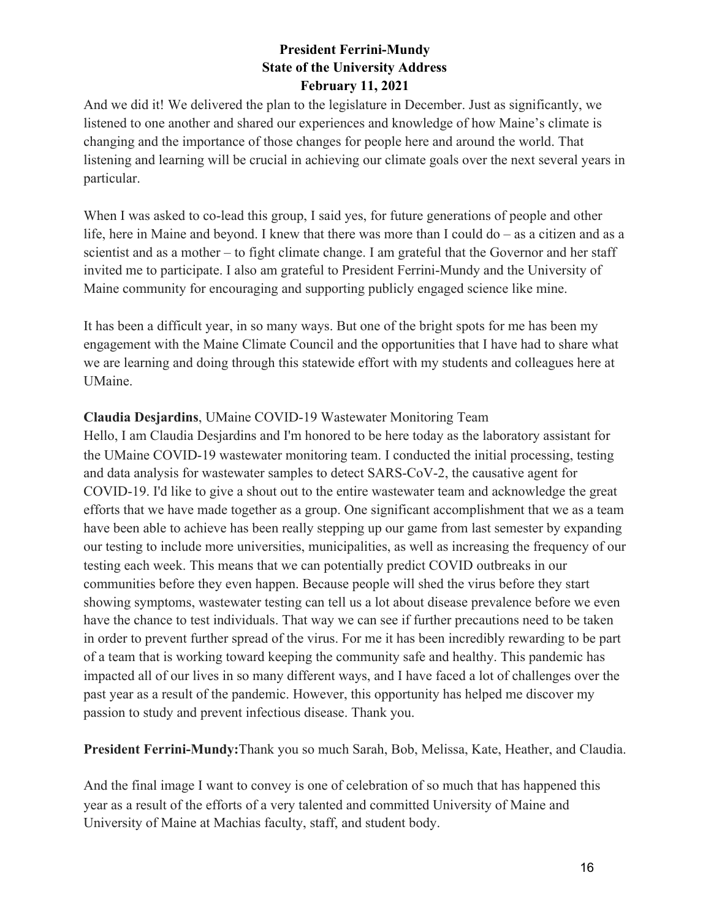And we did it! We delivered the plan to the legislature in December. Just as significantly, we listened to one another and shared our experiences and knowledge of how Maine's climate is changing and the importance of those changes for people here and around the world. That listening and learning will be crucial in achieving our climate goals over the next several years in particular.

When I was asked to co-lead this group, I said yes, for future generations of people and other life, here in Maine and beyond. I knew that there was more than I could do – as a citizen and as a scientist and as a mother – to fight climate change. I am grateful that the Governor and her staff invited me to participate. I also am grateful to President Ferrini-Mundy and the University of Maine community for encouraging and supporting publicly engaged science like mine.

It has been a difficult year, in so many ways. But one of the bright spots for me has been my engagement with the Maine Climate Council and the opportunities that I have had to share what we are learning and doing through this statewide effort with my students and colleagues here at UMaine.

**Claudia Desjardins**, UMaine COVID-19 Wastewater Monitoring Team
Hello, I am Claudia Desjardins and I'm honored to be here today as the laboratory assistant for the UMaine COVID-19 wastewater monitoring team. I conducted the initial processing, testing and data analysis for wastewater samples to detect SARS-CoV-2, the causative agent for COVID-19. I'd like to give a shout out to the entire wastewater team and acknowledge the great efforts that we have made together as a group. One significant accomplishment that we as a team have been able to achieve has been really stepping up our game from last semester by expanding our testing to include more universities, municipalities, as well as increasing the frequency of our testing each week. This means that we can potentially predict COVID outbreaks in our communities before they even happen. Because people will shed the virus before they start showing symptoms, wastewater testing can tell us a lot about disease prevalence before we even have the chance to test individuals. That way we can see if further precautions need to be taken in order to prevent further spread of the virus. For me it has been incredibly rewarding to be part of a team that is working toward keeping the community safe and healthy. This pandemic has impacted all of our lives in so many different ways, and I have faced a lot of challenges over the past year as a result of the pandemic. However, this opportunity has helped me discover my passion to study and prevent infectious disease. Thank you.

**President Ferrini-Mundy:** Thank you so much Sarah, Bob, Melissa, Kate, Heather, and Claudia.

And the final image I want to convey is one of celebration of so much that has happened this year as a result of the efforts of a very talented and committed University of Maine and University of Maine at Machias faculty, staff, and student body.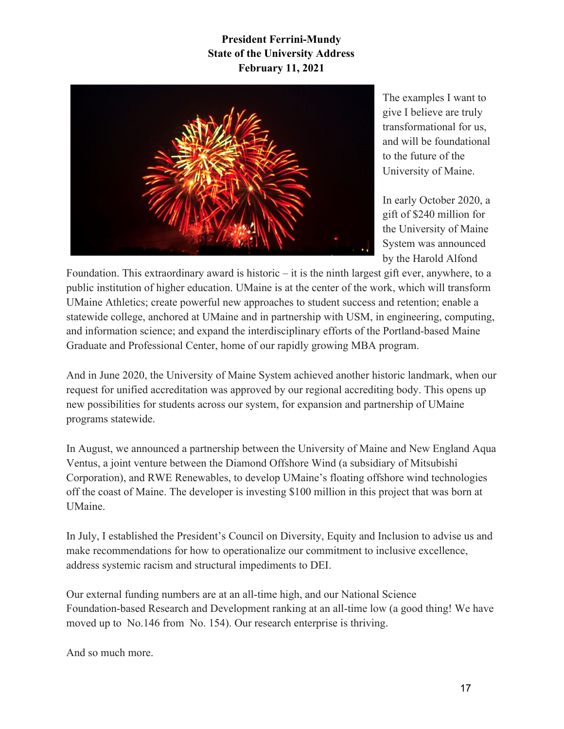**President Ferrini-Mundy**
**State of the University Address**
**February 11, 2021**

The examples I want to give I believe are truly transformational for us, and will be foundational to the future of the University of Maine.

In early October 2020, a gift of $240 million for the University of Maine System was announced by the Harold Alfond Foundation. This extraordinary award is historic – it is the ninth largest gift ever, anywhere, to a public institution of higher education. UMaine is at the center of the work, which will transform UMaine Athletics; create powerful new approaches to student success and retention; enable a statewide college, anchored at UMaine and in partnership with USM, in engineering, computing, and information science; and expand the interdisciplinary efforts of the Portland-based Maine Graduate and Professional Center, home of our rapidly growing MBA program.

And in June 2020, the University of Maine System achieved another historic landmark, when our request for unified accreditation was approved by our regional accrediting body. This opens up new possibilities for students across our system, for expansion and partnership of UMaine programs statewide.

In August, we announced a partnership between the University of Maine and New England Aqua Ventus, a joint venture between the Diamond Offshore Wind (a subsidiary of Mitsubishi Corporation), and RWE Renewables, to develop UMaine's floating offshore wind technologies off the coast of Maine. The developer is investing $100 million in this project that was born at UMaine.

In July, I established the President's Council on Diversity, Equity and Inclusion to advise us and make recommendations for how to operationalize our commitment to inclusive excellence, address systemic racism and structural impediments to DEI.

Our external funding numbers are at an all-time high, and our National Science Foundation-based Research and Development ranking at an all-time low (a good thing! We have moved up to No.146 from No. 154). Our research enterprise is thriving.

And so much more.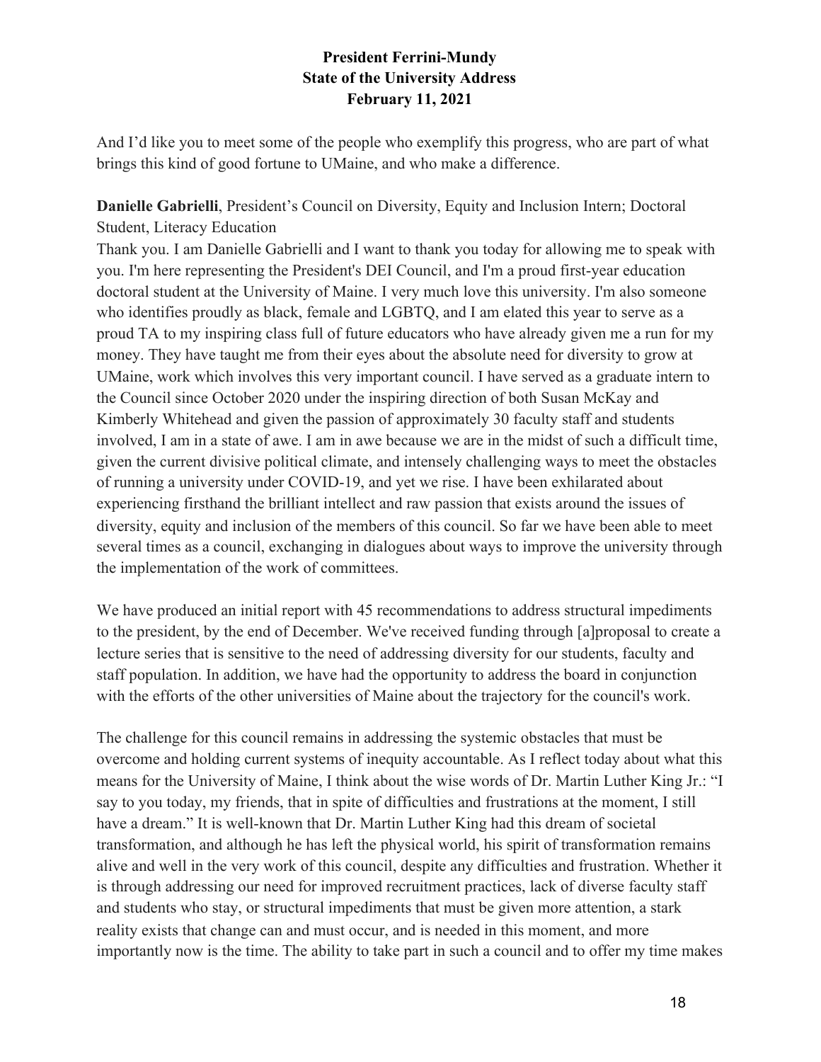And I'd like you to meet some of the people who exemplify this progress, who are part of what brings this kind of good fortune to UMaine, and who make a difference.

**Danielle Gabrielli**, President's Council on Diversity, Equity and Inclusion Intern; Doctoral Student, Literacy Education

Thank you. I am Danielle Gabrielli and I want to thank you today for allowing me to speak with you. I'm here representing the President's DEI Council, and I'm a proud first-year education doctoral student at the University of Maine. I very much love this university. I'm also someone who identifies proudly as black, female and LGBTQ, and I am elated this year to serve as a proud TA to my inspiring class full of future educators who have already given me a run for my money. They have taught me from their eyes about the absolute need for diversity to grow at UMaine, work which involves this very important council. I have served as a graduate intern to the Council since October 2020 under the inspiring direction of both Susan McKay and Kimberly Whitehead and given the passion of approximately 30 faculty staff and students involved, I am in a state of awe. I am in awe because we are in the midst of such a difficult time, given the current divisive political climate, and intensely challenging ways to meet the obstacles of running a university under COVID-19, and yet we rise. I have been exhilarated about experiencing firsthand the brilliant intellect and raw passion that exists around the issues of diversity, equity and inclusion of the members of this council. So far we have been able to meet several times as a council, exchanging in dialogues about ways to improve the university through the implementation of the work of committees.

We have produced an initial report with 45 recommendations to address structural impediments to the president, by the end of December. We've received funding through [a]proposal to create a lecture series that is sensitive to the need of addressing diversity for our students, faculty and staff population. In addition, we have had the opportunity to address the board in conjunction with the efforts of the other universities of Maine about the trajectory for the council's work.

The challenge for this council remains in addressing the systemic obstacles that must be overcome and holding current systems of inequity accountable. As I reflect today about what this means for the University of Maine, I think about the wise words of Dr. Martin Luther King Jr.: "I say to you today, my friends, that in spite of difficulties and frustrations at the moment, I still have a dream." It is well-known that Dr. Martin Luther King had this dream of societal transformation, and although he has left the physical world, his spirit of transformation remains alive and well in the very work of this council, despite any difficulties and frustration. Whether it is through addressing our need for improved recruitment practices, lack of diverse faculty staff and students who stay, or structural impediments that must be given more attention, a stark reality exists that change can and must occur, and is needed in this moment, and more importantly now is the time. The ability to take part in such a council and to offer my time makes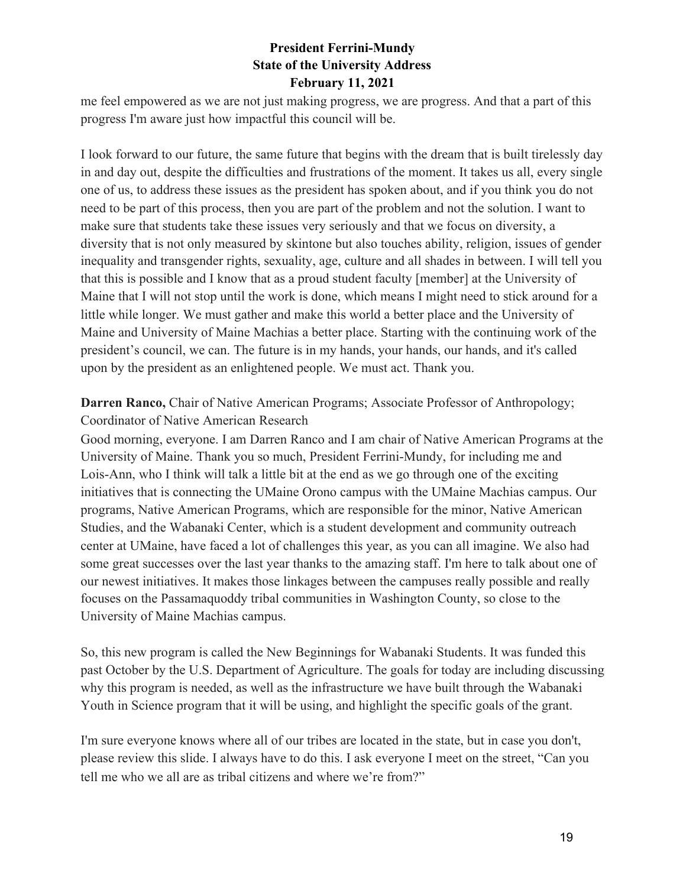me feel empowered as we are not just making progress, we are progress. And that a part of this progress I'm aware just how impactful this council will be.

I look forward to our future, the same future that begins with the dream that is built tirelessly day in and day out, despite the difficulties and frustrations of the moment. It takes us all, every single one of us, to address these issues as the president has spoken about, and if you think you do not need to be part of this process, then you are part of the problem and not the solution. I want to make sure that students take these issues very seriously and that we focus on diversity, a diversity that is not only measured by skintone but also touches ability, religion, issues of gender inequality and transgender rights, sexuality, age, culture and all shades in between. I will tell you that this is possible and I know that as a proud student faculty [member] at the University of Maine that I will not stop until the work is done, which means I might need to stick around for a little while longer. We must gather and make this world a better place and the University of Maine and University of Maine Machias a better place. Starting with the continuing work of the president's council, we can. The future is in my hands, your hands, our hands, and it's called upon by the president as an enlightened people. We must act. Thank you.

**Darren Ranco,** Chair of Native American Programs; Associate Professor of Anthropology; Coordinator of Native American Research

Good morning, everyone. I am Darren Ranco and I am chair of Native American Programs at the University of Maine. Thank you so much, President Ferrini-Mundy, for including me and Lois-Ann, who I think will talk a little bit at the end as we go through one of the exciting initiatives that is connecting the UMaine Orono campus with the UMaine Machias campus. Our programs, Native American Programs, which are responsible for the minor, Native American Studies, and the Wabanaki Center, which is a student development and community outreach center at UMaine, have faced a lot of challenges this year, as you can all imagine. We also had some great successes over the last year thanks to the amazing staff. I'm here to talk about one of our newest initiatives. It makes those linkages between the campuses really possible and really focuses on the Passamaquoddy tribal communities in Washington County, so close to the University of Maine Machias campus.

So, this new program is called the New Beginnings for Wabanaki Students. It was funded this past October by the U.S. Department of Agriculture. The goals for today are including discussing why this program is needed, as well as the infrastructure we have built through the Wabanaki Youth in Science program that it will be using, and highlight the specific goals of the grant.

I'm sure everyone knows where all of our tribes are located in the state, but in case you don't, please review this slide. I always have to do this. I ask everyone I meet on the street, "Can you tell me who we all are as tribal citizens and where we're from?"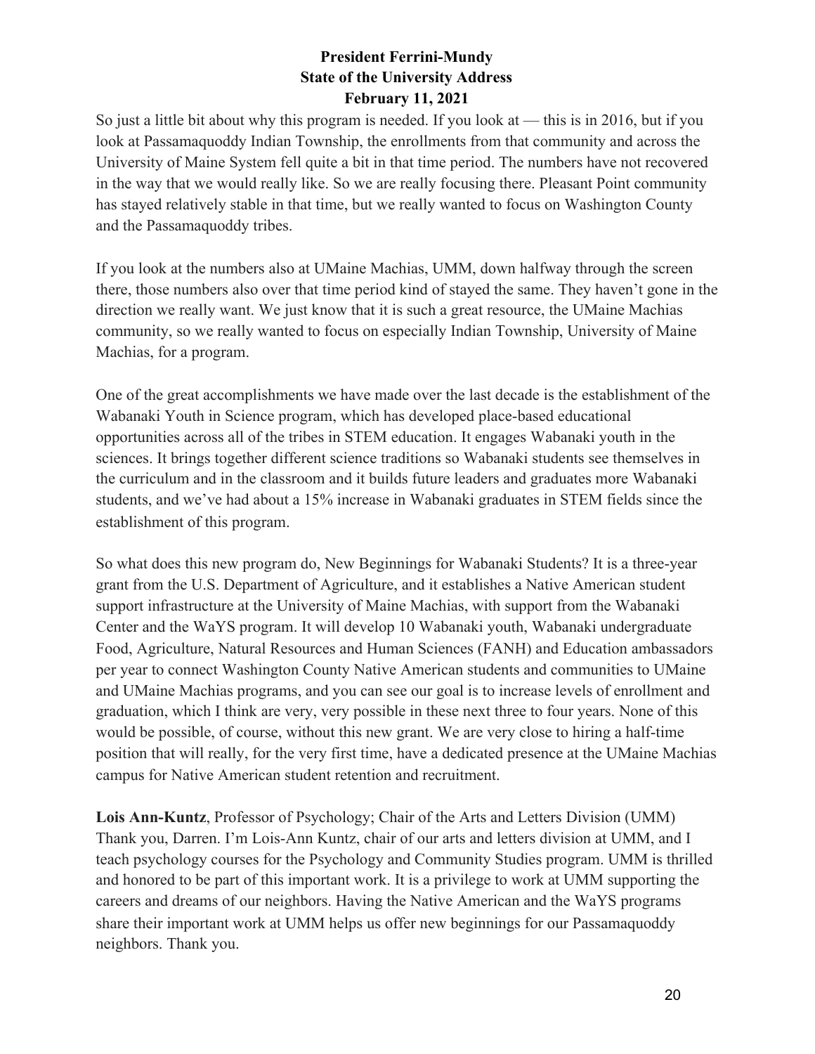So just a little bit about why this program is needed. If you look at — this is in 2016, but if you look at Passamaquoddy Indian Township, the enrollments from that community and across the University of Maine System fell quite a bit in that time period. The numbers have not recovered in the way that we would really like. So we are really focusing there. Pleasant Point community has stayed relatively stable in that time, but we really wanted to focus on Washington County and the Passamaquoddy tribes.

If you look at the numbers also at UMaine Machias, UMM, down halfway through the screen there, those numbers also over that time period kind of stayed the same. They haven't gone in the direction we really want. We just know that it is such a great resource, the UMaine Machias community, so we really wanted to focus on especially Indian Township, University of Maine Machias, for a program.

One of the great accomplishments we have made over the last decade is the establishment of the Wabanaki Youth in Science program, which has developed place-based educational opportunities across all of the tribes in STEM education. It engages Wabanaki youth in the sciences. It brings together different science traditions so Wabanaki students see themselves in the curriculum and in the classroom and it builds future leaders and graduates more Wabanaki students, and we've had about a 15% increase in Wabanaki graduates in STEM fields since the establishment of this program.

So what does this new program do, New Beginnings for Wabanaki Students? It is a three-year grant from the U.S. Department of Agriculture, and it establishes a Native American student support infrastructure at the University of Maine Machias, with support from the Wabanaki Center and the WaYS program. It will develop 10 Wabanaki youth, Wabanaki undergraduate Food, Agriculture, Natural Resources and Human Sciences (FANH) and Education ambassadors per year to connect Washington County Native American students and communities to UMaine and UMaine Machias programs, and you can see our goal is to increase levels of enrollment and graduation, which I think are very, very possible in these next three to four years. None of this would be possible, of course, without this new grant. We are very close to hiring a half-time position that will really, for the very first time, have a dedicated presence at the UMaine Machias campus for Native American student retention and recruitment.

**Lois Ann-Kuntz**, Professor of Psychology; Chair of the Arts and Letters Division (UMM)
Thank you, Darren. I'm Lois-Ann Kuntz, chair of our arts and letters division at UMM, and I teach psychology courses for the Psychology and Community Studies program. UMM is thrilled and honored to be part of this important work. It is a privilege to work at UMM supporting the careers and dreams of our neighbors. Having the Native American and the WaYS programs share their important work at UMM helps us offer new beginnings for our Passamaquoddy neighbors. Thank you.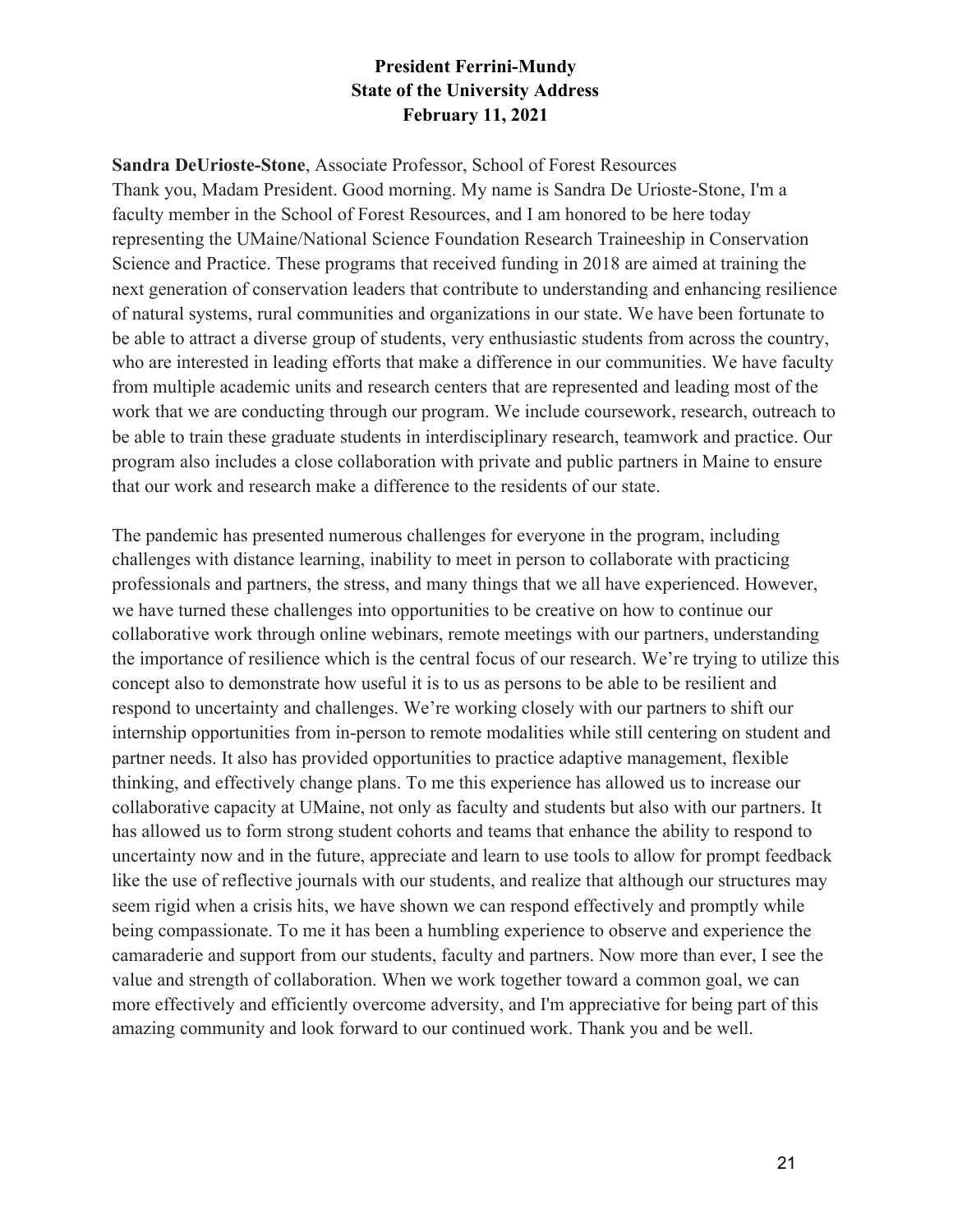**President Ferrini-Mundy**
**State of the University Address**
**February 11, 2021**

**Sandra DeUrioste-Stone**, Associate Professor, School of Forest Resources
Thank you, Madam President. Good morning. My name is Sandra De Urioste-Stone, I'm a faculty member in the School of Forest Resources, and I am honored to be here today representing the UMaine/National Science Foundation Research Traineeship in Conservation Science and Practice. These programs that received funding in 2018 are aimed at training the next generation of conservation leaders that contribute to understanding and enhancing resilience of natural systems, rural communities and organizations in our state. We have been fortunate to be able to attract a diverse group of students, very enthusiastic students from across the country, who are interested in leading efforts that make a difference in our communities. We have faculty from multiple academic units and research centers that are represented and leading most of the work that we are conducting through our program. We include coursework, research, outreach to be able to train these graduate students in interdisciplinary research, teamwork and practice. Our program also includes a close collaboration with private and public partners in Maine to ensure that our work and research make a difference to the residents of our state.

The pandemic has presented numerous challenges for everyone in the program, including challenges with distance learning, inability to meet in person to collaborate with practicing professionals and partners, the stress, and many things that we all have experienced. However, we have turned these challenges into opportunities to be creative on how to continue our collaborative work through online webinars, remote meetings with our partners, understanding the importance of resilience which is the central focus of our research. We're trying to utilize this concept also to demonstrate how useful it is to us as persons to be able to be resilient and respond to uncertainty and challenges. We're working closely with our partners to shift our internship opportunities from in-person to remote modalities while still centering on student and partner needs. It also has provided opportunities to practice adaptive management, flexible thinking, and effectively change plans. To me this experience has allowed us to increase our collaborative capacity at UMaine, not only as faculty and students but also with our partners. It has allowed us to form strong student cohorts and teams that enhance the ability to respond to uncertainty now and in the future, appreciate and learn to use tools to allow for prompt feedback like the use of reflective journals with our students, and realize that although our structures may seem rigid when a crisis hits, we have shown we can respond effectively and promptly while being compassionate. To me it has been a humbling experience to observe and experience the camaraderie and support from our students, faculty and partners. Now more than ever, I see the value and strength of collaboration. When we work together toward a common goal, we can more effectively and efficiently overcome adversity, and I'm appreciative for being part of this amazing community and look forward to our continued work. Thank you and be well.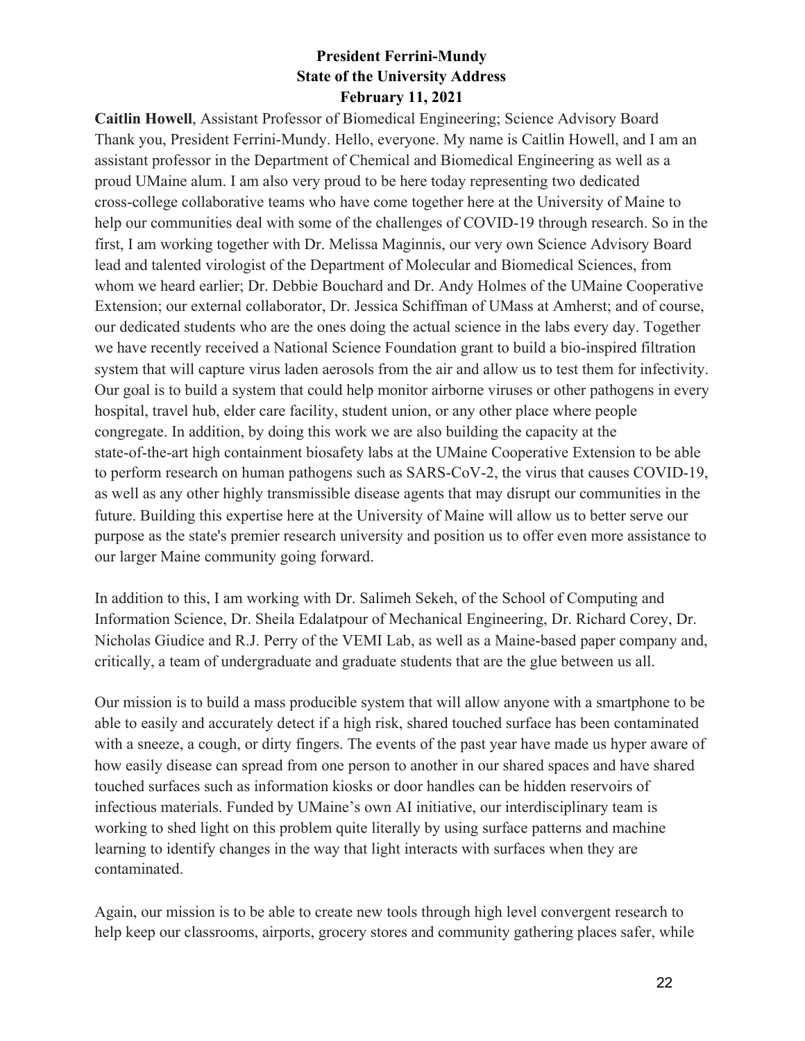**President Ferrini-Mundy**
**State of the University Address**
**February 11, 2021**

**Caitlin Howell**, Assistant Professor of Biomedical Engineering; Science Advisory Board
Thank you, President Ferrini-Mundy. Hello, everyone. My name is Caitlin Howell, and I am an assistant professor in the Department of Chemical and Biomedical Engineering as well as a proud UMaine alum. I am also very proud to be here today representing two dedicated cross-college collaborative teams who have come together here at the University of Maine to help our communities deal with some of the challenges of COVID-19 through research. So in the first, I am working together with Dr. Melissa Maginnis, our very own Science Advisory Board lead and talented virologist of the Department of Molecular and Biomedical Sciences, from whom we heard earlier; Dr. Debbie Bouchard and Dr. Andy Holmes of the UMaine Cooperative Extension; our external collaborator, Dr. Jessica Schiffman of UMass at Amherst; and of course, our dedicated students who are the ones doing the actual science in the labs every day. Together we have recently received a National Science Foundation grant to build a bio-inspired filtration system that will capture virus laden aerosols from the air and allow us to test them for infectivity. Our goal is to build a system that could help monitor airborne viruses or other pathogens in every hospital, travel hub, elder care facility, student union, or any other place where people congregate. In addition, by doing this work we are also building the capacity at the state-of-the-art high containment biosafety labs at the UMaine Cooperative Extension to be able to perform research on human pathogens such as SARS-CoV-2, the virus that causes COVID-19, as well as any other highly transmissible disease agents that may disrupt our communities in the future. Building this expertise here at the University of Maine will allow us to better serve our purpose as the state's premier research university and position us to offer even more assistance to our larger Maine community going forward.

In addition to this, I am working with Dr. Salimeh Sekeh, of the School of Computing and Information Science, Dr. Sheila Edalatpour of Mechanical Engineering, Dr. Richard Corey, Dr. Nicholas Giudice and R.J. Perry of the VEMI Lab, as well as a Maine-based paper company and, critically, a team of undergraduate and graduate students that are the glue between us all.

Our mission is to build a mass producible system that will allow anyone with a smartphone to be able to easily and accurately detect if a high risk, shared touched surface has been contaminated with a sneeze, a cough, or dirty fingers. The events of the past year have made us hyper aware of how easily disease can spread from one person to another in our shared spaces and have shared touched surfaces such as information kiosks or door handles can be hidden reservoirs of infectious materials. Funded by UMaine's own AI initiative, our interdisciplinary team is working to shed light on this problem quite literally by using surface patterns and machine learning to identify changes in the way that light interacts with surfaces when they are contaminated.

Again, our mission is to be able to create new tools through high level convergent research to help keep our classrooms, airports, grocery stores and community gathering places safer, while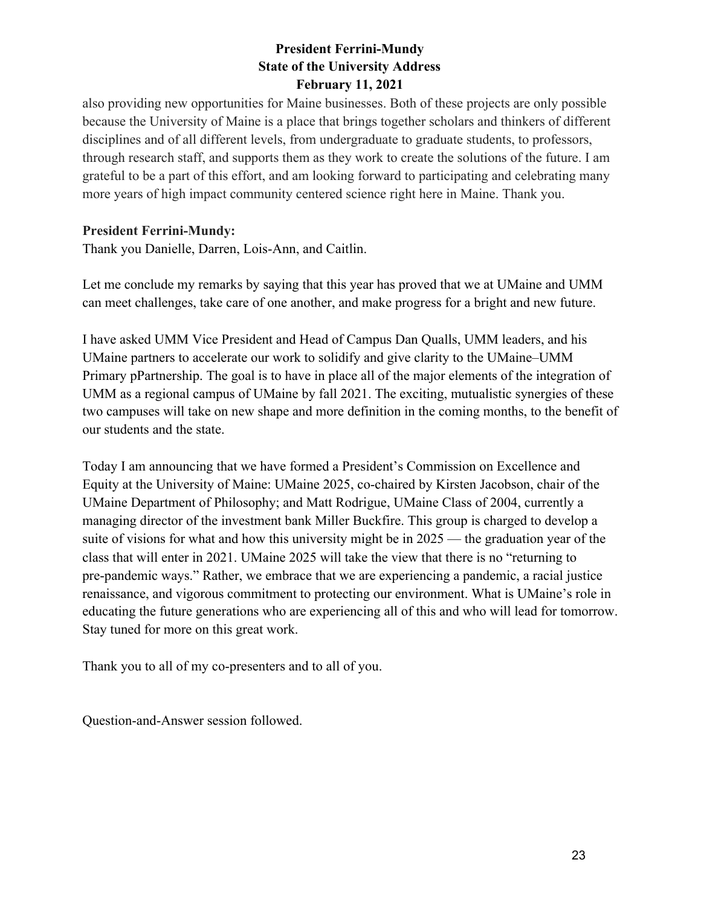also providing new opportunities for Maine businesses. Both of these projects are only possible because the University of Maine is a place that brings together scholars and thinkers of different disciplines and of all different levels, from undergraduate to graduate students, to professors, through research staff, and supports them as they work to create the solutions of the future. I am grateful to be a part of this effort, and am looking forward to participating and celebrating many more years of high impact community centered science right here in Maine. Thank you.

**President Ferrini-Mundy:**
Thank you Danielle, Darren, Lois-Ann, and Caitlin.

Let me conclude my remarks by saying that this year has proved that we at UMaine and UMM can meet challenges, take care of one another, and make progress for a bright and new future.

I have asked UMM Vice President and Head of Campus Dan Qualls, UMM leaders, and his UMaine partners to accelerate our work to solidify and give clarity to the UMaine–UMM Primary pPartnership. The goal is to have in place all of the major elements of the integration of UMM as a regional campus of UMaine by fall 2021. The exciting, mutualistic synergies of these two campuses will take on new shape and more definition in the coming months, to the benefit of our students and the state.

Today I am announcing that we have formed a President's Commission on Excellence and Equity at the University of Maine: UMaine 2025, co-chaired by Kirsten Jacobson, chair of the UMaine Department of Philosophy; and Matt Rodrigue, UMaine Class of 2004, currently a managing director of the investment bank Miller Buckfire. This group is charged to develop a suite of visions for what and how this university might be in 2025 — the graduation year of the class that will enter in 2021. UMaine 2025 will take the view that there is no "returning to pre-pandemic ways." Rather, we embrace that we are experiencing a pandemic, a racial justice renaissance, and vigorous commitment to protecting our environment. What is UMaine's role in educating the future generations who are experiencing all of this and who will lead for tomorrow. Stay tuned for more on this great work.

Thank you to all of my co-presenters and to all of you.

Question-and-Answer session followed.